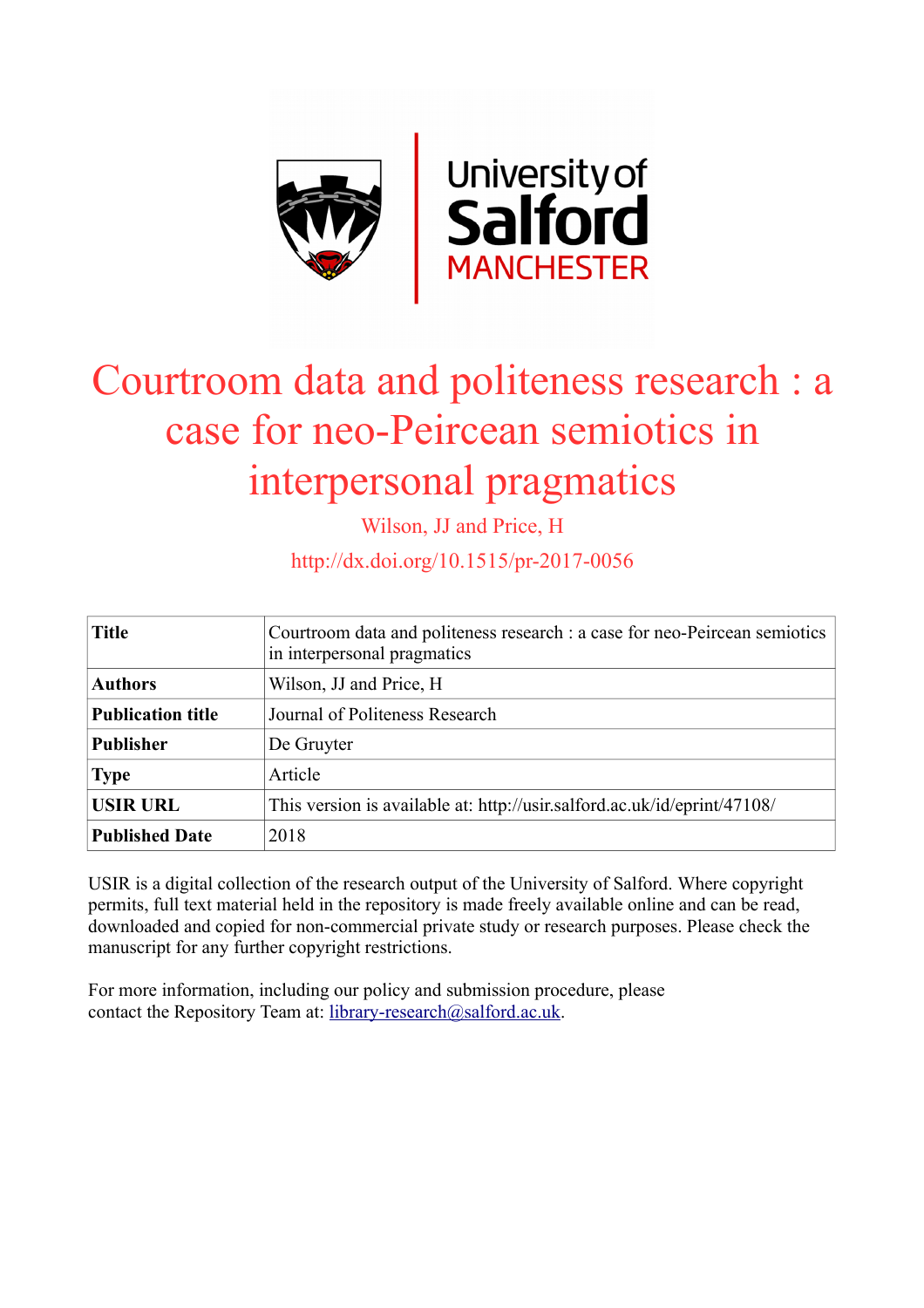# Courtroom data and politeness research : a case for neo-Peircean semiotics in interpersonal pragmatics

Wilson, JJ and Price, H

http://dx.doi.org/10.1515/pr-2017-0056

| | |
|---|---|
| **Title** | Courtroom data and politeness research : a case for neo-Peircean semiotics in interpersonal pragmatics |
| **Authors** | Wilson, JJ and Price, H |
| **Publication title** | Journal of Politeness Research |
| **Publisher** | De Gruyter |
| **Type** | Article |
| **USIR URL** | This version is available at: http://usir.salford.ac.uk/id/eprint/47108/ |
| **Published Date** | 2018 |

USIR is a digital collection of the research output of the University of Salford. Where copyright permits, full text material held in the repository is made freely available online and can be read, downloaded and copied for non-commercial private study or research purposes. Please check the manuscript for any further copyright restrictions.

For more information, including our policy and submission procedure, please contact the Repository Team at: library-research@salford.ac.uk.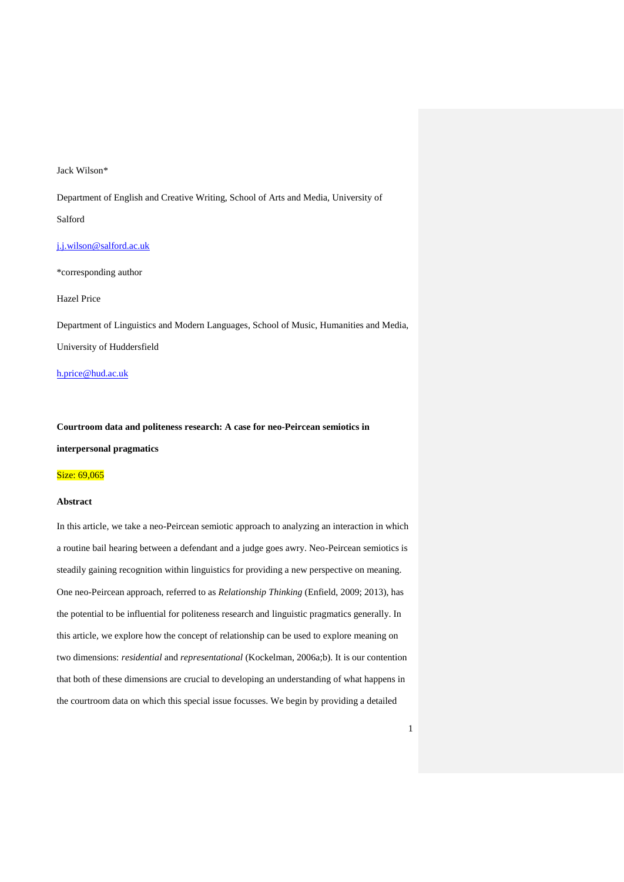Jack Wilson*

Department of English and Creative Writing, School of Arts and Media, University of Salford

j.j.wilson@salford.ac.uk

*corresponding author

Hazel Price

Department of Linguistics and Modern Languages, School of Music, Humanities and Media, University of Huddersfield

h.price@hud.ac.uk

**Courtroom data and politeness research: A case for neo-Peircean semiotics in interpersonal pragmatics**

Size: 69,065

**Abstract**

In this article, we take a neo-Peircean semiotic approach to analyzing an interaction in which a routine bail hearing between a defendant and a judge goes awry. Neo-Peircean semiotics is steadily gaining recognition within linguistics for providing a new perspective on meaning. One neo-Peircean approach, referred to as *Relationship Thinking* (Enfield, 2009; 2013), has the potential to be influential for politeness research and linguistic pragmatics generally. In this article, we explore how the concept of relationship can be used to explore meaning on two dimensions: *residential* and *representational* (Kockelman, 2006a;b). It is our contention that both of these dimensions are crucial to developing an understanding of what happens in the courtroom data on which this special issue focusses. We begin by providing a detailed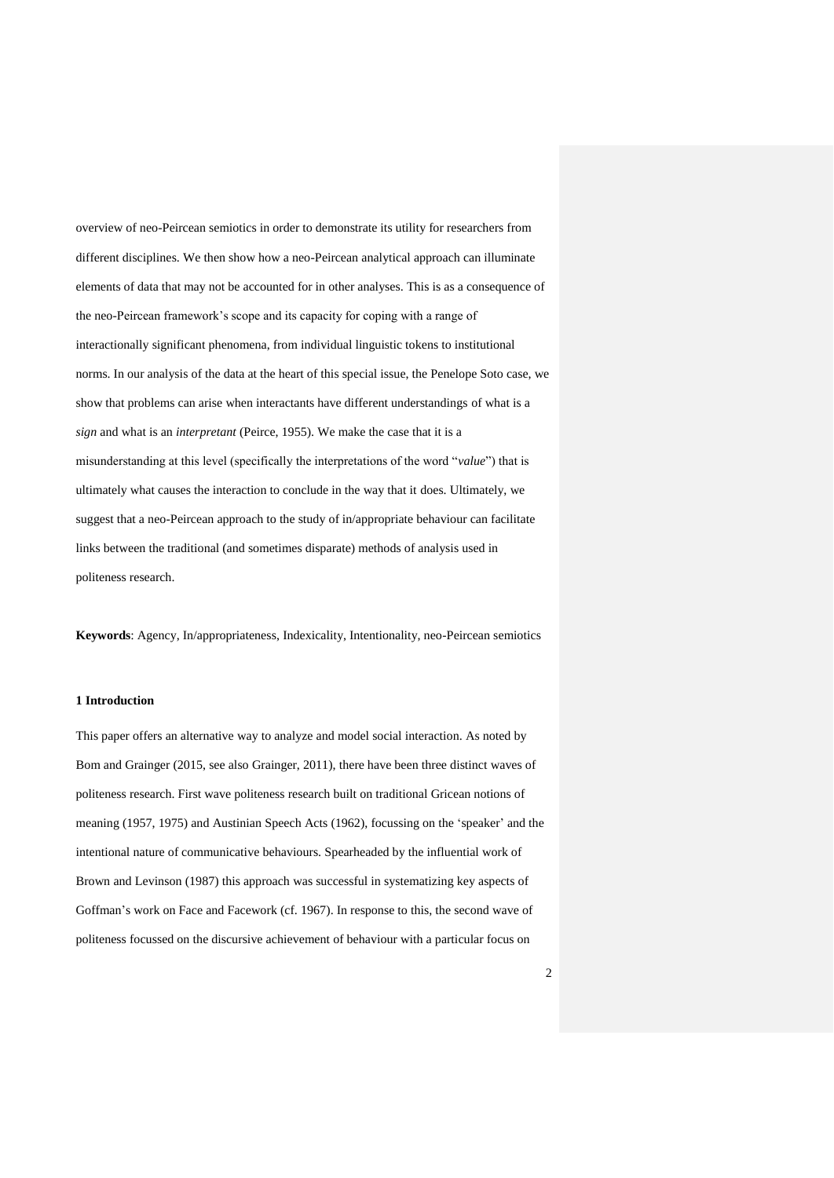overview of neo-Peircean semiotics in order to demonstrate its utility for researchers from different disciplines. We then show how a neo-Peircean analytical approach can illuminate elements of data that may not be accounted for in other analyses. This is as a consequence of the neo-Peircean framework's scope and its capacity for coping with a range of interactionally significant phenomena, from individual linguistic tokens to institutional norms. In our analysis of the data at the heart of this special issue, the Penelope Soto case, we show that problems can arise when interactants have different understandings of what is a *sign* and what is an *interpretant* (Peirce, 1955). We make the case that it is a misunderstanding at this level (specifically the interpretations of the word "*value*") that is ultimately what causes the interaction to conclude in the way that it does. Ultimately, we suggest that a neo-Peircean approach to the study of in/appropriate behaviour can facilitate links between the traditional (and sometimes disparate) methods of analysis used in politeness research.

**Keywords**: Agency, In/appropriateness, Indexicality, Intentionality, neo-Peircean semiotics

### 1 Introduction

This paper offers an alternative way to analyze and model social interaction. As noted by Bom and Grainger (2015, see also Grainger, 2011), there have been three distinct waves of politeness research. First wave politeness research built on traditional Gricean notions of meaning (1957, 1975) and Austinian Speech Acts (1962), focussing on the 'speaker' and the intentional nature of communicative behaviours. Spearheaded by the influential work of Brown and Levinson (1987) this approach was successful in systematizing key aspects of Goffman's work on Face and Facework (cf. 1967). In response to this, the second wave of politeness focussed on the discursive achievement of behaviour with a particular focus on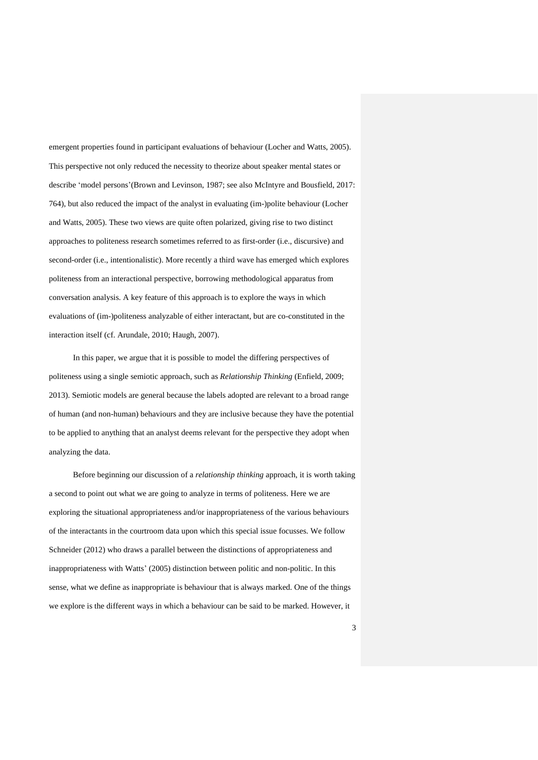emergent properties found in participant evaluations of behaviour (Locher and Watts, 2005). This perspective not only reduced the necessity to theorize about speaker mental states or describe 'model persons'(Brown and Levinson, 1987; see also McIntyre and Bousfield, 2017: 764), but also reduced the impact of the analyst in evaluating (im-)polite behaviour (Locher and Watts, 2005). These two views are quite often polarized, giving rise to two distinct approaches to politeness research sometimes referred to as first-order (i.e., discursive) and second-order (i.e., intentionalistic). More recently a third wave has emerged which explores politeness from an interactional perspective, borrowing methodological apparatus from conversation analysis. A key feature of this approach is to explore the ways in which evaluations of (im-)politeness analyzable of either interactant, but are co-constituted in the interaction itself (cf. Arundale, 2010; Haugh, 2007).

In this paper, we argue that it is possible to model the differing perspectives of politeness using a single semiotic approach, such as *Relationship Thinking* (Enfield, 2009; 2013). Semiotic models are general because the labels adopted are relevant to a broad range of human (and non-human) behaviours and they are inclusive because they have the potential to be applied to anything that an analyst deems relevant for the perspective they adopt when analyzing the data.

Before beginning our discussion of a *relationship thinking* approach, it is worth taking a second to point out what we are going to analyze in terms of politeness. Here we are exploring the situational appropriateness and/or inappropriateness of the various behaviours of the interactants in the courtroom data upon which this special issue focusses. We follow Schneider (2012) who draws a parallel between the distinctions of appropriateness and inappropriateness with Watts' (2005) distinction between politic and non-politic. In this sense, what we define as inappropriate is behaviour that is always marked. One of the things we explore is the different ways in which a behaviour can be said to be marked. However, it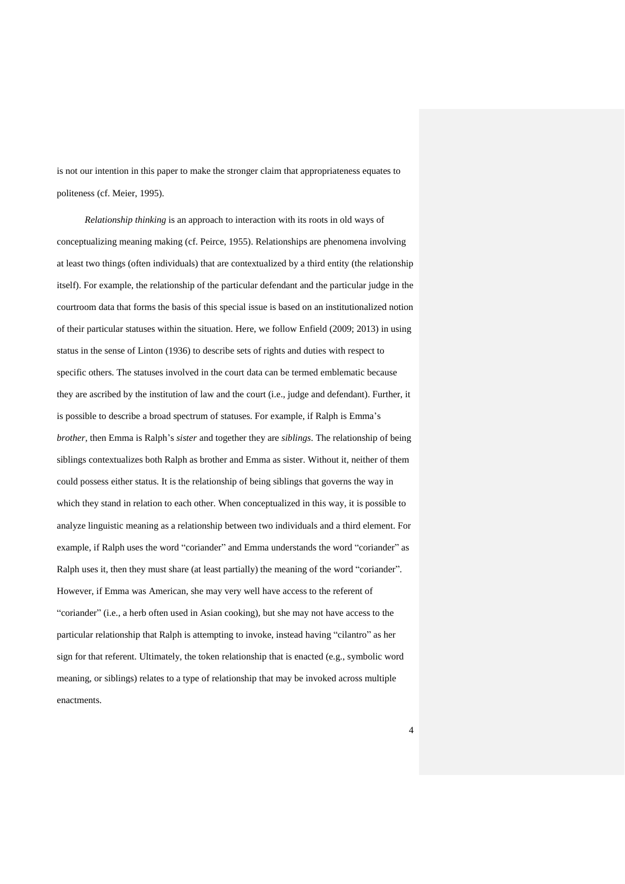is not our intention in this paper to make the stronger claim that appropriateness equates to politeness (cf. Meier, 1995).

*Relationship thinking* is an approach to interaction with its roots in old ways of conceptualizing meaning making (cf. Peirce, 1955). Relationships are phenomena involving at least two things (often individuals) that are contextualized by a third entity (the relationship itself). For example, the relationship of the particular defendant and the particular judge in the courtroom data that forms the basis of this special issue is based on an institutionalized notion of their particular statuses within the situation. Here, we follow Enfield (2009; 2013) in using status in the sense of Linton (1936) to describe sets of rights and duties with respect to specific others. The statuses involved in the court data can be termed emblematic because they are ascribed by the institution of law and the court (i.e., judge and defendant). Further, it is possible to describe a broad spectrum of statuses. For example, if Ralph is Emma's *brother*, then Emma is Ralph's *sister* and together they are *siblings*. The relationship of being siblings contextualizes both Ralph as brother and Emma as sister. Without it, neither of them could possess either status. It is the relationship of being siblings that governs the way in which they stand in relation to each other. When conceptualized in this way, it is possible to analyze linguistic meaning as a relationship between two individuals and a third element. For example, if Ralph uses the word "coriander" and Emma understands the word "coriander" as Ralph uses it, then they must share (at least partially) the meaning of the word "coriander". However, if Emma was American, she may very well have access to the referent of "coriander" (i.e., a herb often used in Asian cooking), but she may not have access to the particular relationship that Ralph is attempting to invoke, instead having "cilantro" as her sign for that referent. Ultimately, the token relationship that is enacted (e.g., symbolic word meaning, or siblings) relates to a type of relationship that may be invoked across multiple enactments.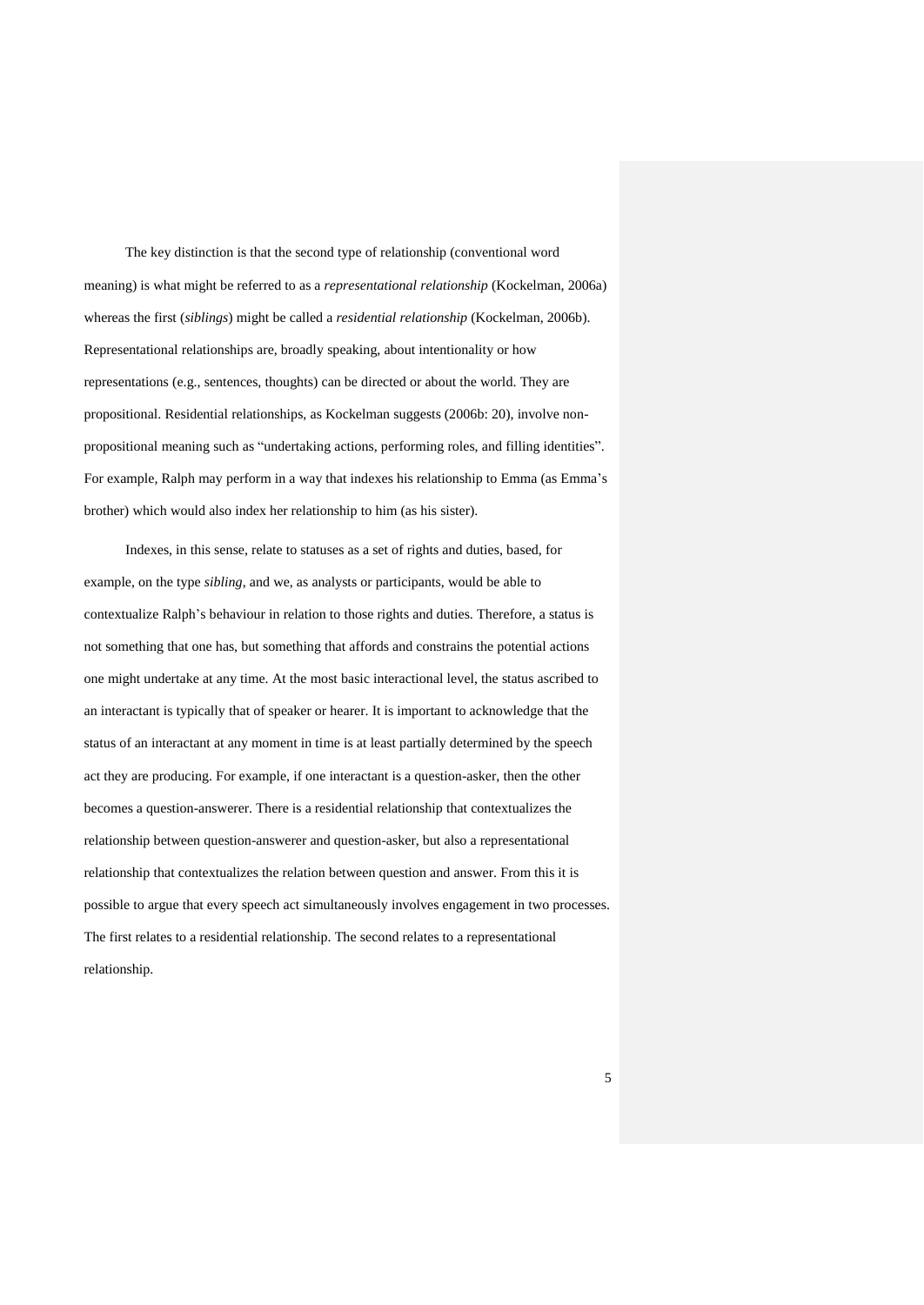The key distinction is that the second type of relationship (conventional word meaning) is what might be referred to as a *representational relationship* (Kockelman, 2006a) whereas the first (*siblings*) might be called a *residential relationship* (Kockelman, 2006b). Representational relationships are, broadly speaking, about intentionality or how representations (e.g., sentences, thoughts) can be directed or about the world. They are propositional. Residential relationships, as Kockelman suggests (2006b: 20), involve non-propositional meaning such as "undertaking actions, performing roles, and filling identities". For example, Ralph may perform in a way that indexes his relationship to Emma (as Emma's brother) which would also index her relationship to him (as his sister).

Indexes, in this sense, relate to statuses as a set of rights and duties, based, for example, on the type *sibling*, and we, as analysts or participants, would be able to contextualize Ralph's behaviour in relation to those rights and duties. Therefore, a status is not something that one has, but something that affords and constrains the potential actions one might undertake at any time. At the most basic interactional level, the status ascribed to an interactant is typically that of speaker or hearer. It is important to acknowledge that the status of an interactant at any moment in time is at least partially determined by the speech act they are producing. For example, if one interactant is a question-asker, then the other becomes a question-answerer. There is a residential relationship that contextualizes the relationship between question-answerer and question-asker, but also a representational relationship that contextualizes the relation between question and answer. From this it is possible to argue that every speech act simultaneously involves engagement in two processes. The first relates to a residential relationship. The second relates to a representational relationship.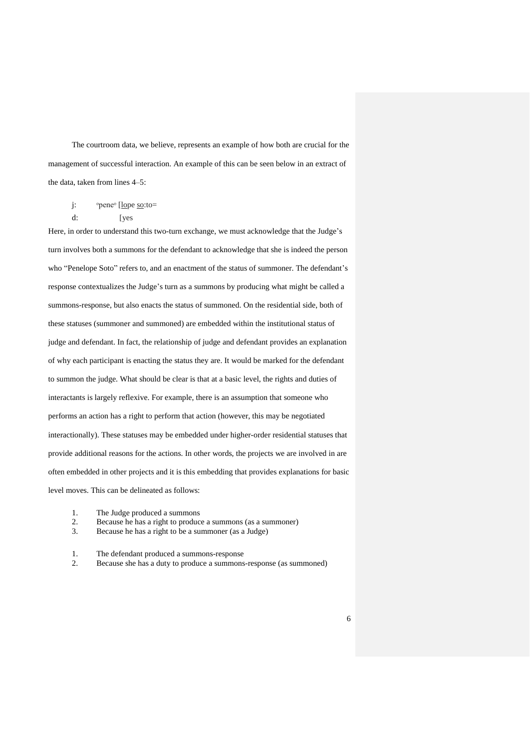The courtroom data, we believe, represents an example of how both are crucial for the management of successful interaction. An example of this can be seen below in an extract of the data, taken from lines 4–5:

```
j:	°pene° [lope so:to=
d:	       [yes
```

Here, in order to understand this two-turn exchange, we must acknowledge that the Judge's turn involves both a summons for the defendant to acknowledge that she is indeed the person who "Penelope Soto" refers to, and an enactment of the status of summoner. The defendant's response contextualizes the Judge's turn as a summons by producing what might be called a summons-response, but also enacts the status of summoned. On the residential side, both of these statuses (summoner and summoned) are embedded within the institutional status of judge and defendant. In fact, the relationship of judge and defendant provides an explanation of why each participant is enacting the status they are. It would be marked for the defendant to summon the judge. What should be clear is that at a basic level, the rights and duties of interactants is largely reflexive. For example, there is an assumption that someone who performs an action has a right to perform that action (however, this may be negotiated interactionally). These statuses may be embedded under higher-order residential statuses that provide additional reasons for the actions. In other words, the projects we are involved in are often embedded in other projects and it is this embedding that provides explanations for basic level moves. This can be delineated as follows:

1. The Judge produced a summons
2. Because he has a right to produce a summons (as a summoner)
3. Because he has a right to be a summoner (as a Judge)

1. The defendant produced a summons-response
2. Because she has a duty to produce a summons-response (as summoned)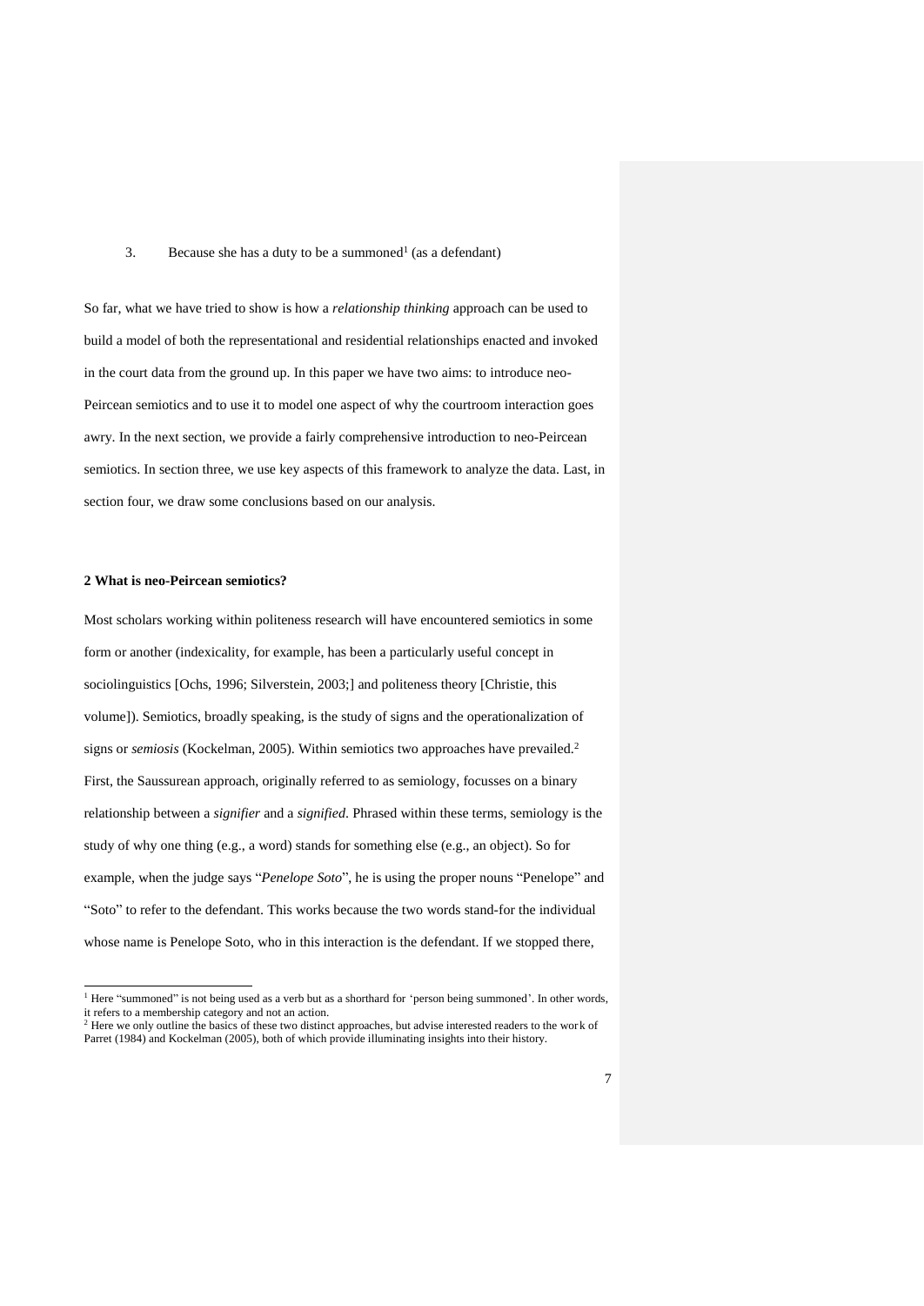3. Because she has a duty to be a summoned[1] (as a defendant)

So far, what we have tried to show is how a *relationship thinking* approach can be used to build a model of both the representational and residential relationships enacted and invoked in the court data from the ground up. In this paper we have two aims: to introduce neo-Peircean semiotics and to use it to model one aspect of why the courtroom interaction goes awry. In the next section, we provide a fairly comprehensive introduction to neo-Peircean semiotics. In section three, we use key aspects of this framework to analyze the data. Last, in section four, we draw some conclusions based on our analysis.

## 2 What is neo-Peircean semiotics?

Most scholars working within politeness research will have encountered semiotics in some form or another (indexicality, for example, has been a particularly useful concept in sociolinguistics [Ochs, 1996; Silverstein, 2003;] and politeness theory [Christie, this volume]). Semiotics, broadly speaking, is the study of signs and the operationalization of signs or *semiosis* (Kockelman, 2005). Within semiotics two approaches have prevailed.[2] First, the Saussurean approach, originally referred to as semiology, focusses on a binary relationship between a *signifier* and a *signified*. Phrased within these terms, semiology is the study of why one thing (e.g., a word) stands for something else (e.g., an object). So for example, when the judge says "*Penelope Soto*", he is using the proper nouns "Penelope" and "Soto" to refer to the defendant. This works because the two words stand-for the individual whose name is Penelope Soto, who in this interaction is the defendant. If we stopped there,

---

[1] Here "summoned" is not being used as a verb but as a shorthard for 'person being summoned'. In other words, it refers to a membership category and not an action.

[2] Here we only outline the basics of these two distinct approaches, but advise interested readers to the work of Parret (1984) and Kockelman (2005), both of which provide illuminating insights into their history.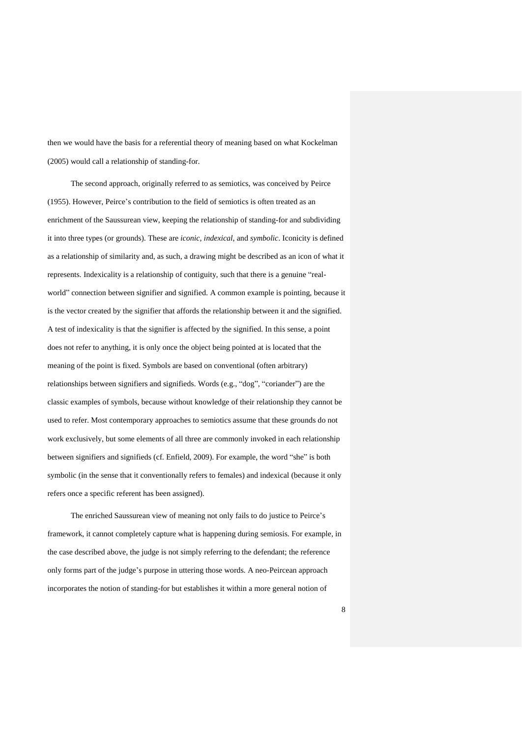then we would have the basis for a referential theory of meaning based on what Kockelman (2005) would call a relationship of standing-for.

The second approach, originally referred to as semiotics, was conceived by Peirce (1955). However, Peirce's contribution to the field of semiotics is often treated as an enrichment of the Saussurean view, keeping the relationship of standing-for and subdividing it into three types (or grounds). These are *iconic*, *indexical*, and *symbolic*. Iconicity is defined as a relationship of similarity and, as such, a drawing might be described as an icon of what it represents. Indexicality is a relationship of contiguity, such that there is a genuine "real-world" connection between signifier and signified. A common example is pointing, because it is the vector created by the signifier that affords the relationship between it and the signified. A test of indexicality is that the signifier is affected by the signified. In this sense, a point does not refer to anything, it is only once the object being pointed at is located that the meaning of the point is fixed. Symbols are based on conventional (often arbitrary) relationships between signifiers and signifieds. Words (e.g., "dog", "coriander") are the classic examples of symbols, because without knowledge of their relationship they cannot be used to refer. Most contemporary approaches to semiotics assume that these grounds do not work exclusively, but some elements of all three are commonly invoked in each relationship between signifiers and signifieds (cf. Enfield, 2009). For example, the word "she" is both symbolic (in the sense that it conventionally refers to females) and indexical (because it only refers once a specific referent has been assigned).

The enriched Saussurean view of meaning not only fails to do justice to Peirce's framework, it cannot completely capture what is happening during semiosis. For example, in the case described above, the judge is not simply referring to the defendant; the reference only forms part of the judge's purpose in uttering those words. A neo-Peircean approach incorporates the notion of standing-for but establishes it within a more general notion of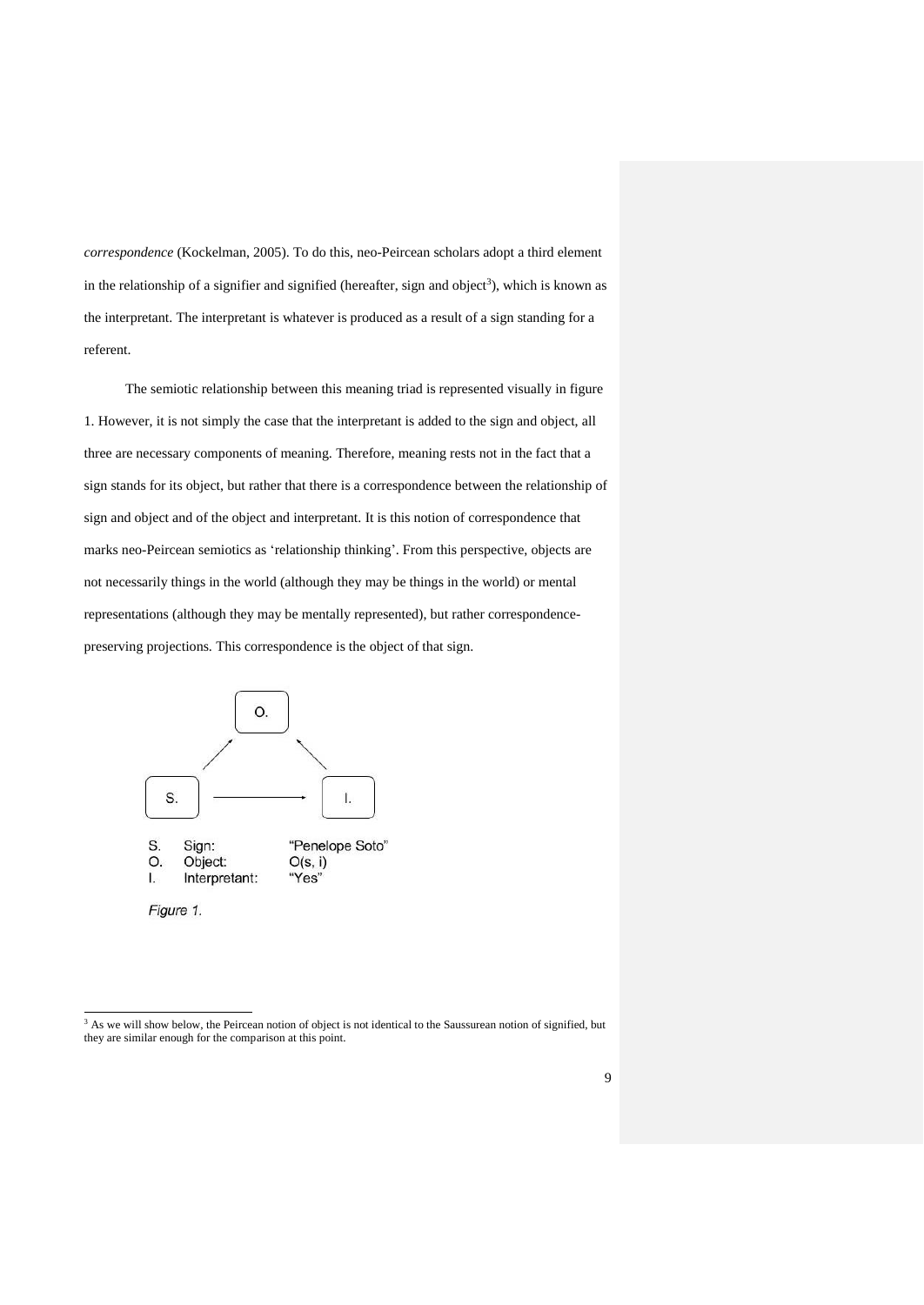*correspondence* (Kockelman, 2005). To do this, neo-Peircean scholars adopt a third element in the relationship of a signifier and signified (hereafter, sign and object[3]), which is known as the interpretant. The interpretant is whatever is produced as a result of a sign standing for a referent.

The semiotic relationship between this meaning triad is represented visually in figure 1. However, it is not simply the case that the interpretant is added to the sign and object, all three are necessary components of meaning. Therefore, meaning rests not in the fact that a sign stands for its object, but rather that there is a correspondence between the relationship of sign and object and of the object and interpretant. It is this notion of correspondence that marks neo-Peircean semiotics as 'relationship thinking'. From this perspective, objects are not necessarily things in the world (although they may be things in the world) or mental representations (although they may be mentally represented), but rather correspondence-preserving projections. This correspondence is the object of that sign.

| | | |
|---|---|---|
| S. | Sign: | "Penelope Soto" |
| O. | Object: | O(s, i) |
| I. | Interpretant: | "Yes" |

*Figure 1.*

[3] As we will show below, the Peircean notion of object is not identical to the Saussurean notion of signified, but they are similar enough for the comparison at this point.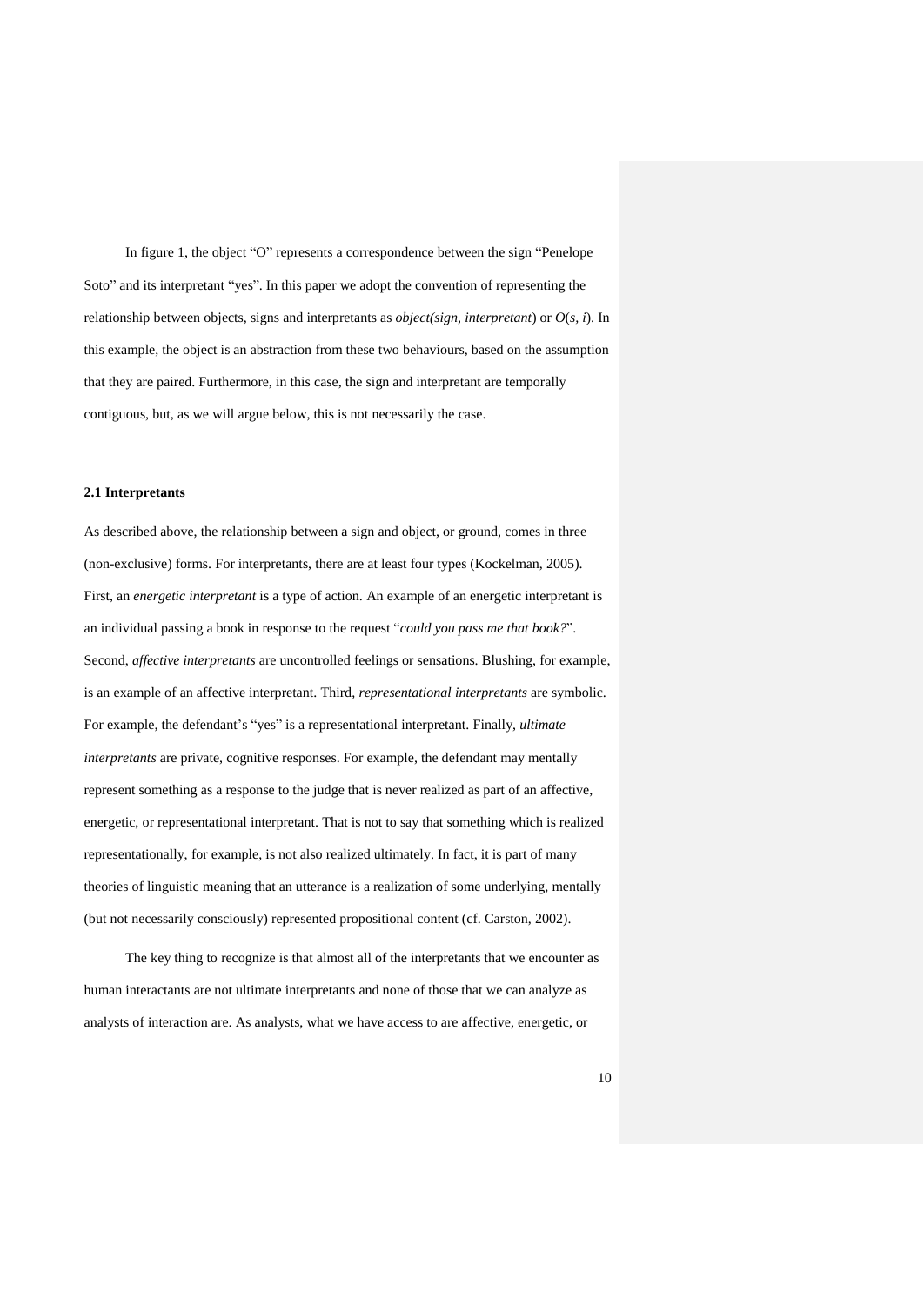In figure 1, the object "O" represents a correspondence between the sign "Penelope Soto" and its interpretant "yes". In this paper we adopt the convention of representing the relationship between objects, signs and interpretants as *object(sign, interpretant*) or *O*(*s*, *i*). In this example, the object is an abstraction from these two behaviours, based on the assumption that they are paired. Furthermore, in this case, the sign and interpretant are temporally contiguous, but, as we will argue below, this is not necessarily the case.

### 2.1 Interpretants

As described above, the relationship between a sign and object, or ground, comes in three (non-exclusive) forms. For interpretants, there are at least four types (Kockelman, 2005). First, an *energetic interpretant* is a type of action. An example of an energetic interpretant is an individual passing a book in response to the request "*could you pass me that book?*". Second, *affective interpretants* are uncontrolled feelings or sensations. Blushing, for example, is an example of an affective interpretant. Third, *representational interpretants* are symbolic. For example, the defendant's "yes" is a representational interpretant. Finally, *ultimate interpretants* are private, cognitive responses. For example, the defendant may mentally represent something as a response to the judge that is never realized as part of an affective, energetic, or representational interpretant. That is not to say that something which is realized representationally, for example, is not also realized ultimately. In fact, it is part of many theories of linguistic meaning that an utterance is a realization of some underlying, mentally (but not necessarily consciously) represented propositional content (cf. Carston, 2002).

The key thing to recognize is that almost all of the interpretants that we encounter as human interactants are not ultimate interpretants and none of those that we can analyze as analysts of interaction are. As analysts, what we have access to are affective, energetic, or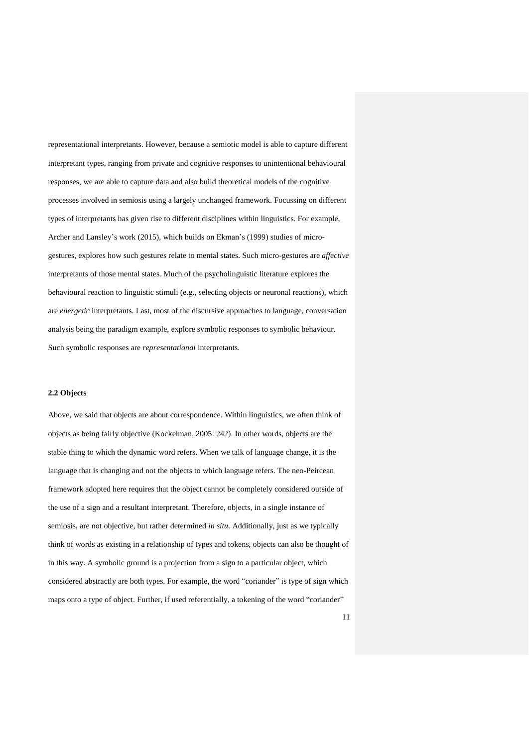representational interpretants. However, because a semiotic model is able to capture different interpretant types, ranging from private and cognitive responses to unintentional behavioural responses, we are able to capture data and also build theoretical models of the cognitive processes involved in semiosis using a largely unchanged framework. Focussing on different types of interpretants has given rise to different disciplines within linguistics. For example, Archer and Lansley's work (2015), which builds on Ekman's (1999) studies of micro-gestures, explores how such gestures relate to mental states. Such micro-gestures are *affective* interpretants of those mental states. Much of the psycholinguistic literature explores the behavioural reaction to linguistic stimuli (e.g., selecting objects or neuronal reactions), which are *energetic* interpretants. Last, most of the discursive approaches to language, conversation analysis being the paradigm example, explore symbolic responses to symbolic behaviour. Such symbolic responses are *representational* interpretants.

### 2.2 Objects

Above, we said that objects are about correspondence. Within linguistics, we often think of objects as being fairly objective (Kockelman, 2005: 242). In other words, objects are the stable thing to which the dynamic word refers. When we talk of language change, it is the language that is changing and not the objects to which language refers. The neo-Peircean framework adopted here requires that the object cannot be completely considered outside of the use of a sign and a resultant interpretant. Therefore, objects, in a single instance of semiosis, are not objective, but rather determined *in situ*. Additionally, just as we typically think of words as existing in a relationship of types and tokens, objects can also be thought of in this way. A symbolic ground is a projection from a sign to a particular object, which considered abstractly are both types. For example, the word "coriander" is type of sign which maps onto a type of object. Further, if used referentially, a tokening of the word "coriander"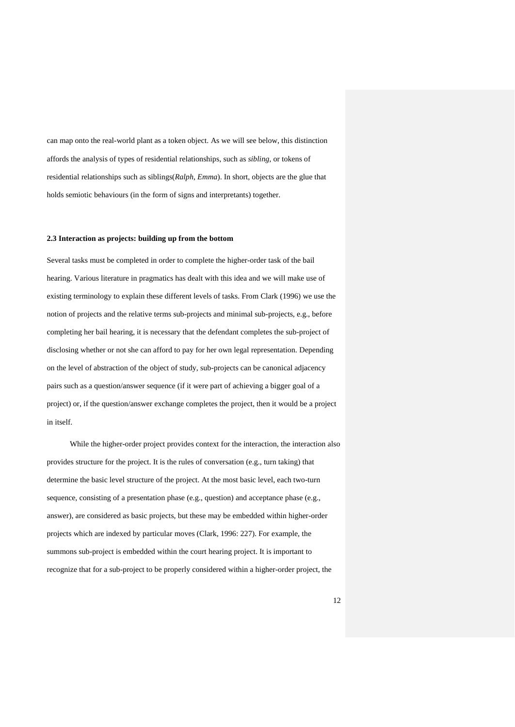can map onto the real-world plant as a token object. As we will see below, this distinction affords the analysis of types of residential relationships, such as *sibling*, or tokens of residential relationships such as siblings(*Ralph*, *Emma*). In short, objects are the glue that holds semiotic behaviours (in the form of signs and interpretants) together.

### 2.3 Interaction as projects: building up from the bottom

Several tasks must be completed in order to complete the higher-order task of the bail hearing. Various literature in pragmatics has dealt with this idea and we will make use of existing terminology to explain these different levels of tasks. From Clark (1996) we use the notion of projects and the relative terms sub-projects and minimal sub-projects, e.g., before completing her bail hearing, it is necessary that the defendant completes the sub-project of disclosing whether or not she can afford to pay for her own legal representation. Depending on the level of abstraction of the object of study, sub-projects can be canonical adjacency pairs such as a question/answer sequence (if it were part of achieving a bigger goal of a project) or, if the question/answer exchange completes the project, then it would be a project in itself.

While the higher-order project provides context for the interaction, the interaction also provides structure for the project. It is the rules of conversation (e.g., turn taking) that determine the basic level structure of the project. At the most basic level, each two-turn sequence, consisting of a presentation phase (e.g., question) and acceptance phase (e.g., answer), are considered as basic projects, but these may be embedded within higher-order projects which are indexed by particular moves (Clark, 1996: 227). For example, the summons sub-project is embedded within the court hearing project. It is important to recognize that for a sub-project to be properly considered within a higher-order project, the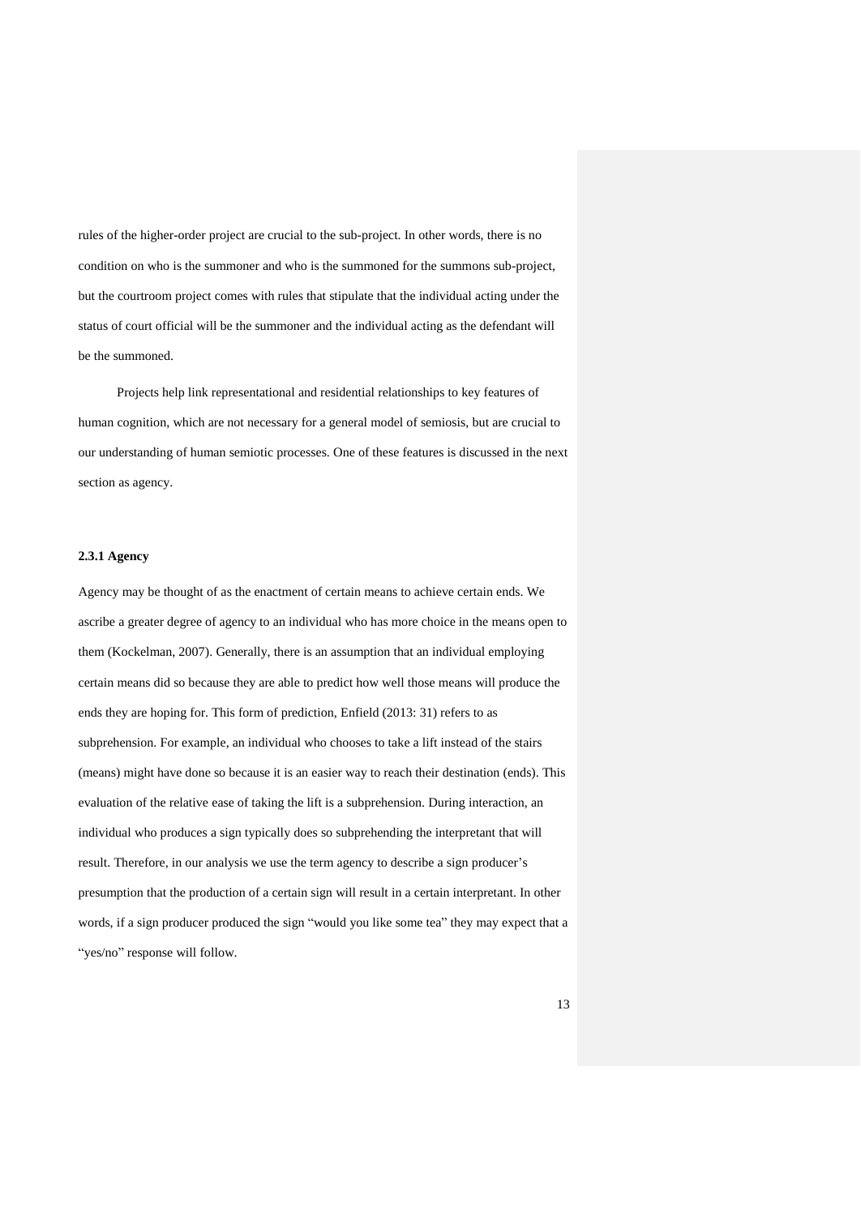rules of the higher-order project are crucial to the sub-project. In other words, there is no condition on who is the summoner and who is the summoned for the summons sub-project, but the courtroom project comes with rules that stipulate that the individual acting under the status of court official will be the summoner and the individual acting as the defendant will be the summoned.

Projects help link representational and residential relationships to key features of human cognition, which are not necessary for a general model of semiosis, but are crucial to our understanding of human semiotic processes. One of these features is discussed in the next section as agency.

### 2.3.1 Agency

Agency may be thought of as the enactment of certain means to achieve certain ends. We ascribe a greater degree of agency to an individual who has more choice in the means open to them (Kockelman, 2007). Generally, there is an assumption that an individual employing certain means did so because they are able to predict how well those means will produce the ends they are hoping for. This form of prediction, Enfield (2013: 31) refers to as subprehension. For example, an individual who chooses to take a lift instead of the stairs (means) might have done so because it is an easier way to reach their destination (ends). This evaluation of the relative ease of taking the lift is a subprehension. During interaction, an individual who produces a sign typically does so subprehending the interpretant that will result. Therefore, in our analysis we use the term agency to describe a sign producer's presumption that the production of a certain sign will result in a certain interpretant. In other words, if a sign producer produced the sign "would you like some tea" they may expect that a "yes/no" response will follow.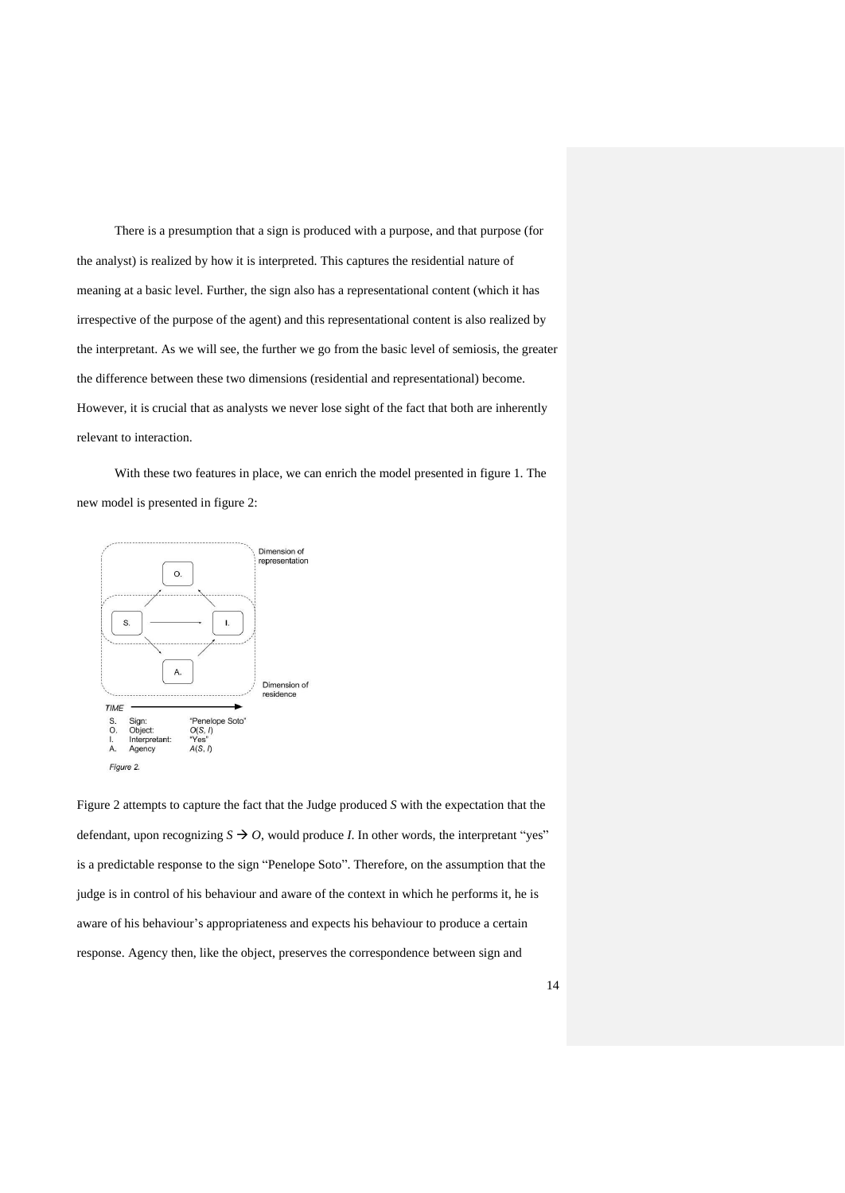There is a presumption that a sign is produced with a purpose, and that purpose (for the analyst) is realized by how it is interpreted. This captures the residential nature of meaning at a basic level. Further, the sign also has a representational content (which it has irrespective of the purpose of the agent) and this representational content is also realized by the interpretant. As we will see, the further we go from the basic level of semiosis, the greater the difference between these two dimensions (residential and representational) become. However, it is crucial that as analysts we never lose sight of the fact that both are inherently relevant to interaction.

With these two features in place, we can enrich the model presented in figure 1. The new model is presented in figure 2:

Dimension of representation

Dimension of residence

TIME

| | | |
|---|---|---|
| S. | Sign: | "Penelope Soto" |
| O. | Object: | $O(S, I)$ |
| I. | Interpretant: | "Yes" |
| A. | Agency | $A(S, I)$ |

*Figure 2.*

Figure 2 attempts to capture the fact that the Judge produced *S* with the expectation that the defendant, upon recognizing $S \rightarrow O$, would produce *I*. In other words, the interpretant "yes" is a predictable response to the sign "Penelope Soto". Therefore, on the assumption that the judge is in control of his behaviour and aware of the context in which he performs it, he is aware of his behaviour's appropriateness and expects his behaviour to produce a certain response. Agency then, like the object, preserves the correspondence between sign and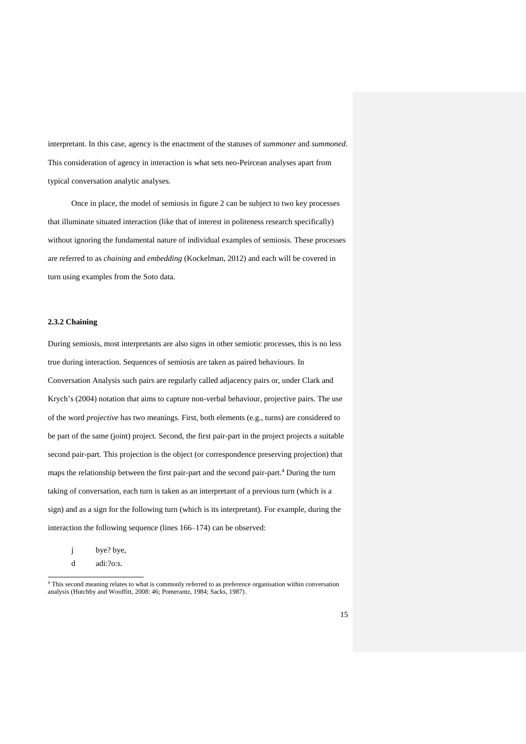interpretant. In this case, agency is the enactment of the statuses of *summoner* and *summoned*. This consideration of agency in interaction is what sets neo-Peircean analyses apart from typical conversation analytic analyses.

Once in place, the model of semiosis in figure 2 can be subject to two key processes that illuminate situated interaction (like that of interest in politeness research specifically) without ignoring the fundamental nature of individual examples of semiosis. These processes are referred to as *chaining* and *embedding* (Kockelman, 2012) and each will be covered in turn using examples from the Soto data.

### 2.3.2 Chaining

During semiosis, most interpretants are also signs in other semiotic processes, this is no less true during interaction. Sequences of semiosis are taken as paired behaviours. In Conversation Analysis such pairs are regularly called adjacency pairs or, under Clark and Krych's (2004) notation that aims to capture non-verbal behaviour, projective pairs. The use of the word *projective* has two meanings. First, both elements (e.g., turns) are considered to be part of the same (joint) project. Second, the first pair-part in the project projects a suitable second pair-part. This projection is the object (or correspondence preserving projection) that maps the relationship between the first pair-part and the second pair-part.[4] During the turn taking of conversation, each turn is taken as an interpretant of a previous turn (which is a sign) and as a sign for the following turn (which is its interpretant). For example, during the interaction the following sequence (lines 166–174) can be observed:

```
j	bye? bye,
d	adi:?o:s.
```

[4] This second meaning relates to what is commonly referred to as preference organisation within conversation analysis (Hutchby and Wooffitt, 2008: 46; Pomerantz, 1984; Sacks, 1987).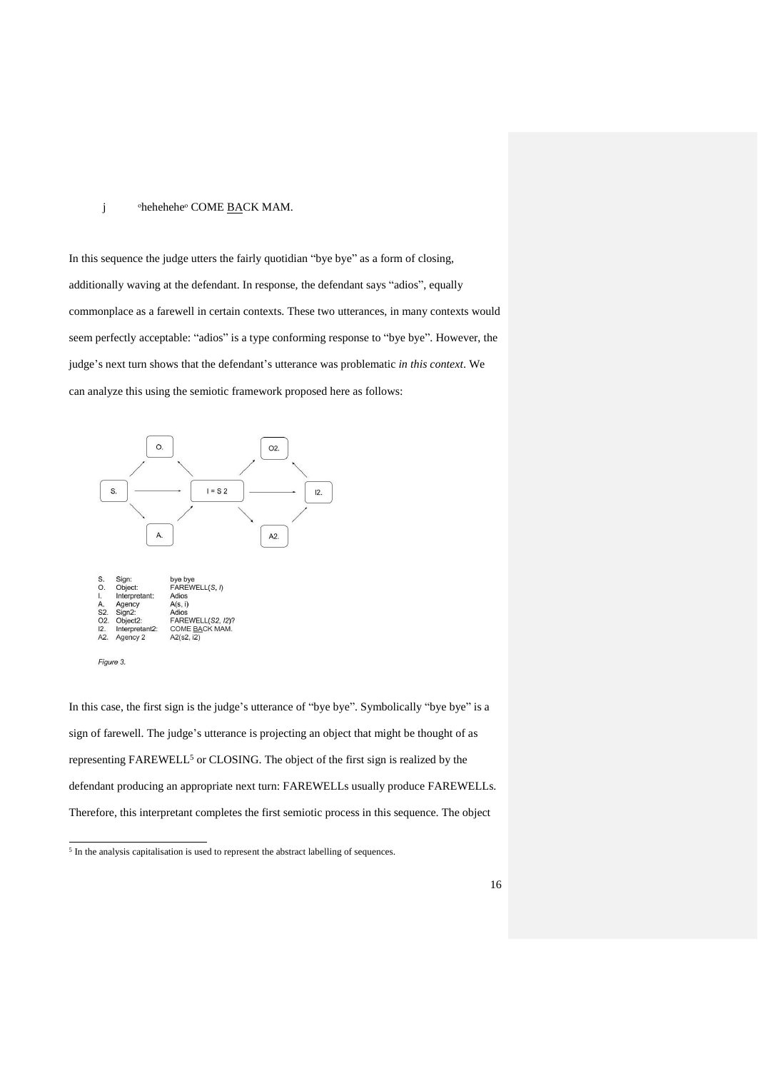j °hehehehe° COME BACK MAM.

In this sequence the judge utters the fairly quotidian "bye bye" as a form of closing, additionally waving at the defendant. In response, the defendant says "adios", equally commonplace as a farewell in certain contexts. These two utterances, in many contexts would seem perfectly acceptable: "adios" is a type conforming response to "bye bye". However, the judge's next turn shows that the defendant's utterance was problematic *in this context*. We can analyze this using the semiotic framework proposed here as follows:

| | | |
|---|---|---|
| S. | Sign: | bye bye |
| O. | Object: | FAREWELL(*S*, *I*) |
| I. | Interpretant: | Adios |
| A. | Agency | A(s, i) |
| S2. | Sign2: | Adios |
| O2. | Object2: | FAREWELL(*S2*, *I2*)? |
| I2. | Interpretant2: | COME BACK MAM. |
| A2. | Agency 2 | A2(s2, i2) |

*Figure 3.*

In this case, the first sign is the judge's utterance of "bye bye". Symbolically "bye bye" is a sign of farewell. The judge's utterance is projecting an object that might be thought of as representing FAREWELL[5] or CLOSING. The object of the first sign is realized by the defendant producing an appropriate next turn: FAREWELLs usually produce FAREWELLs. Therefore, this interpretant completes the first semiotic process in this sequence. The object

[5] In the analysis capitalisation is used to represent the abstract labelling of sequences.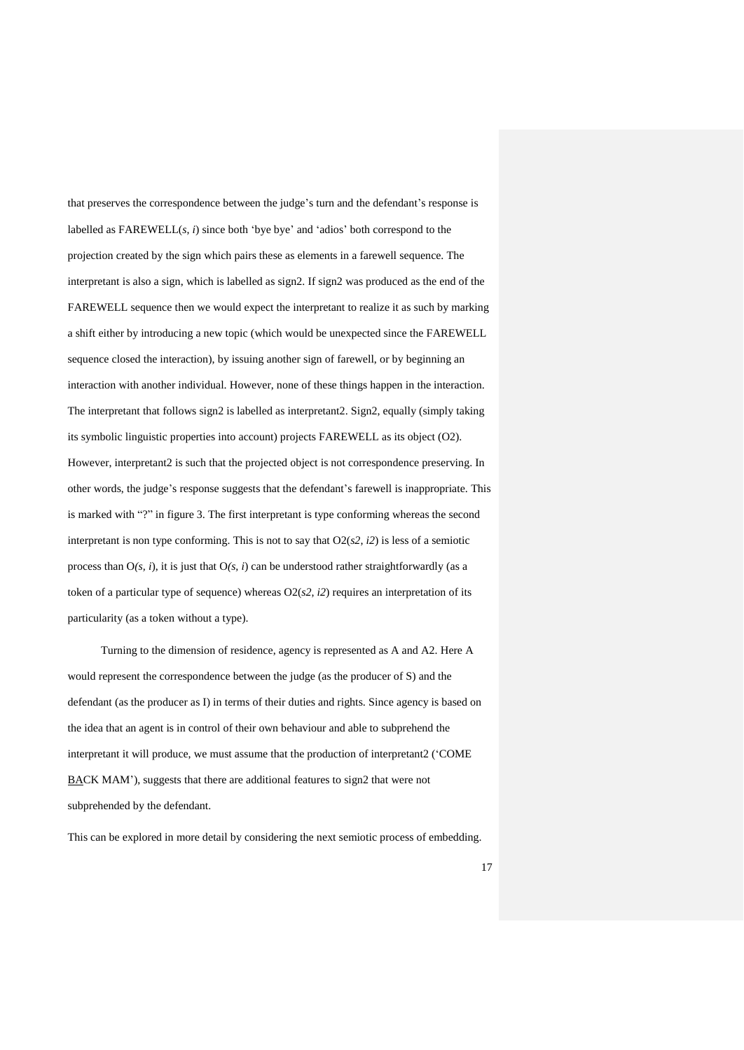that preserves the correspondence between the judge's turn and the defendant's response is labelled as FAREWELL(*s*, *i*) since both 'bye bye' and 'adios' both correspond to the projection created by the sign which pairs these as elements in a farewell sequence. The interpretant is also a sign, which is labelled as sign2. If sign2 was produced as the end of the FAREWELL sequence then we would expect the interpretant to realize it as such by marking a shift either by introducing a new topic (which would be unexpected since the FAREWELL sequence closed the interaction), by issuing another sign of farewell, or by beginning an interaction with another individual. However, none of these things happen in the interaction. The interpretant that follows sign2 is labelled as interpretant2. Sign2, equally (simply taking its symbolic linguistic properties into account) projects FAREWELL as its object (O2). However, interpretant2 is such that the projected object is not correspondence preserving. In other words, the judge's response suggests that the defendant's farewell is inappropriate. This is marked with "?" in figure 3. The first interpretant is type conforming whereas the second interpretant is non type conforming. This is not to say that O2(*s2*, *i2*) is less of a semiotic process than O*(s, i*), it is just that O*(s, i*) can be understood rather straightforwardly (as a token of a particular type of sequence) whereas O2(*s2*, *i2*) requires an interpretation of its particularity (as a token without a type).

Turning to the dimension of residence, agency is represented as A and A2. Here A would represent the correspondence between the judge (as the producer of S) and the defendant (as the producer as I) in terms of their duties and rights. Since agency is based on the idea that an agent is in control of their own behaviour and able to subprehend the interpretant it will produce, we must assume that the production of interpretant2 ('COME <u>BA</u>CK MAM'), suggests that there are additional features to sign2 that were not subprehended by the defendant.

This can be explored in more detail by considering the next semiotic process of embedding.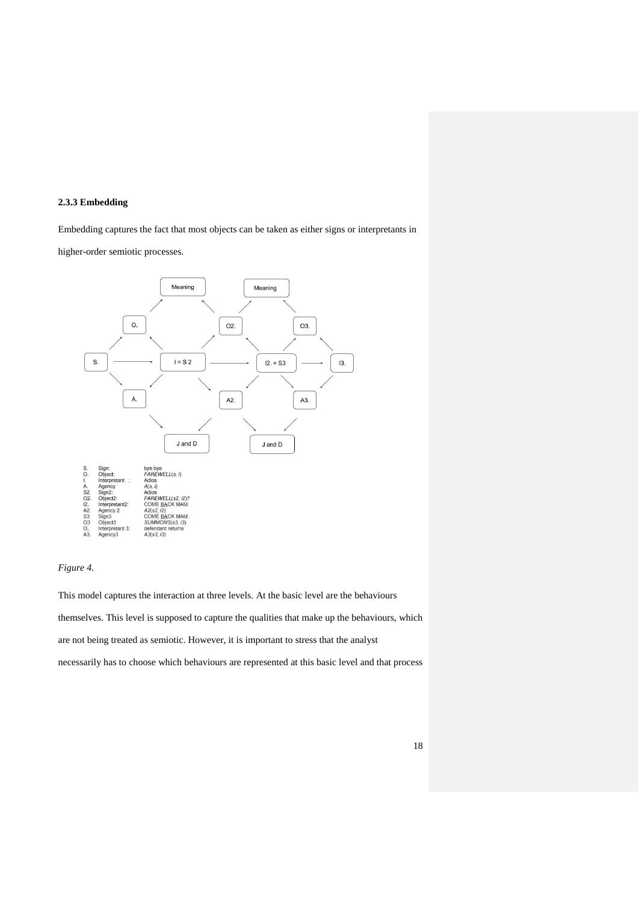### 2.3.3 Embedding

Embedding captures the fact that most objects can be taken as either signs or interpretants in higher-order semiotic processes.

| | | |
|---|---|---|
| S. | Sign: | bye bye |
| O. | Object: | *FAREWELL(s, i)* |
| I. | Interpretant : | Adios |
| A. | Agency | *A(s, i)* |
| S2. | Sign2: | Adios |
| O2. | Object2: | *FAREWELL(s2, i2)?* |
| I2. | Interpretant2: | COME BACK MAM. |
| A2. | Agency 2 | *A2(s2, i2)* |
| S3 | Sign3 | COME BACK MAM. |
| O3 | Object3 | *SUMMONS(s3, i3)* |
| I3. | Interpretant 3: | defendant returns |
| A3. | Agency3 | *A3(s3, i3)* |

*Figure 4.*

This model captures the interaction at three levels. At the basic level are the behaviours themselves. This level is supposed to capture the qualities that make up the behaviours, which are not being treated as semiotic. However, it is important to stress that the analyst necessarily has to choose which behaviours are represented at this basic level and that process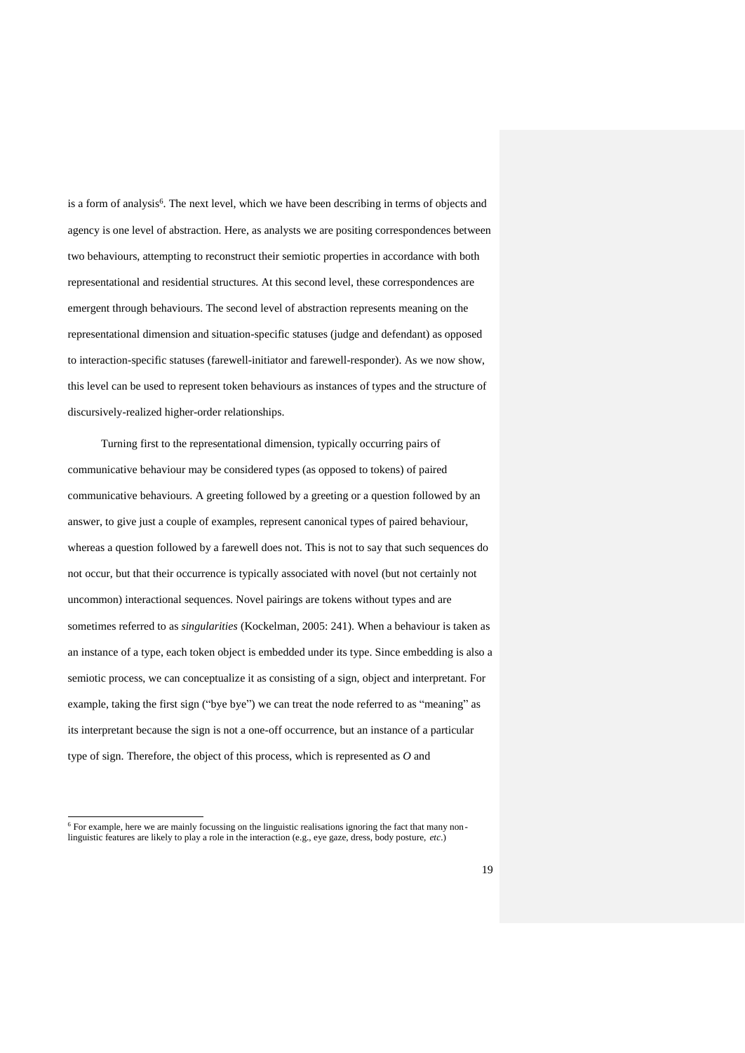is a form of analysis[6]. The next level, which we have been describing in terms of objects and agency is one level of abstraction. Here, as analysts we are positing correspondences between two behaviours, attempting to reconstruct their semiotic properties in accordance with both representational and residential structures. At this second level, these correspondences are emergent through behaviours. The second level of abstraction represents meaning on the representational dimension and situation-specific statuses (judge and defendant) as opposed to interaction-specific statuses (farewell-initiator and farewell-responder). As we now show, this level can be used to represent token behaviours as instances of types and the structure of discursively-realized higher-order relationships.

Turning first to the representational dimension, typically occurring pairs of communicative behaviour may be considered types (as opposed to tokens) of paired communicative behaviours. A greeting followed by a greeting or a question followed by an answer, to give just a couple of examples, represent canonical types of paired behaviour, whereas a question followed by a farewell does not. This is not to say that such sequences do not occur, but that their occurrence is typically associated with novel (but not certainly not uncommon) interactional sequences. Novel pairings are tokens without types and are sometimes referred to as *singularities* (Kockelman, 2005: 241). When a behaviour is taken as an instance of a type, each token object is embedded under its type. Since embedding is also a semiotic process, we can conceptualize it as consisting of a sign, object and interpretant. For example, taking the first sign ("bye bye") we can treat the node referred to as "meaning" as its interpretant because the sign is not a one-off occurrence, but an instance of a particular type of sign. Therefore, the object of this process, which is represented as *O* and

[6] For example, here we are mainly focussing on the linguistic realisations ignoring the fact that many non-linguistic features are likely to play a role in the interaction (e.g., eye gaze, dress, body posture, *etc*.)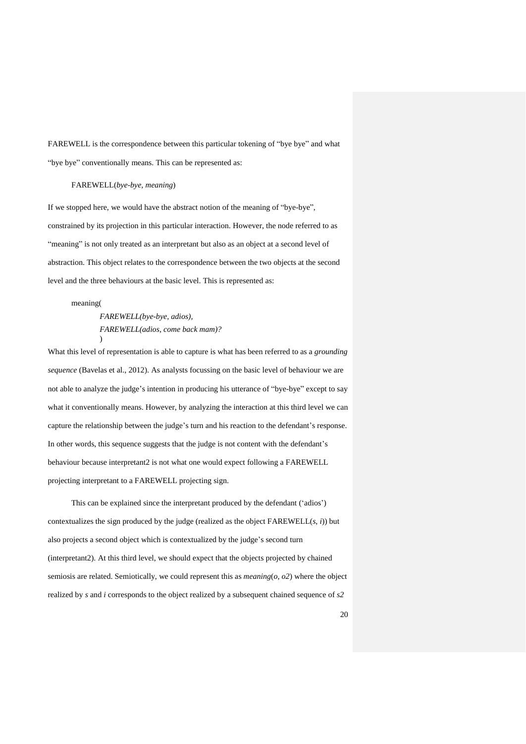FAREWELL is the correspondence between this particular tokening of "bye bye" and what "bye bye" conventionally means. This can be represented as:

FAREWELL(*bye-bye, meaning*)

If we stopped here, we would have the abstract notion of the meaning of "bye-bye", constrained by its projection in this particular interaction. However, the node referred to as "meaning" is not only treated as an interpretant but also as an object at a second level of abstraction. This object relates to the correspondence between the two objects at the second level and the three behaviours at the basic level. This is represented as:

meaning(
*FAREWELL(bye-bye, adios),*
*FAREWELL(adios, come back mam)?*
)

What this level of representation is able to capture is what has been referred to as a *grounding sequence* (Bavelas et al., 2012). As analysts focussing on the basic level of behaviour we are not able to analyze the judge's intention in producing his utterance of "bye-bye" except to say what it conventionally means. However, by analyzing the interaction at this third level we can capture the relationship between the judge's turn and his reaction to the defendant's response. In other words, this sequence suggests that the judge is not content with the defendant's behaviour because interpretant2 is not what one would expect following a FAREWELL projecting interpretant to a FAREWELL projecting sign.

This can be explained since the interpretant produced by the defendant ('adios') contextualizes the sign produced by the judge (realized as the object FAREWELL(*s*, *i*)) but also projects a second object which is contextualized by the judge's second turn (interpretant2). At this third level, we should expect that the objects projected by chained semiosis are related. Semiotically, we could represent this as *meaning*(*o*, *o2*) where the object realized by *s* and *i* corresponds to the object realized by a subsequent chained sequence of *s2*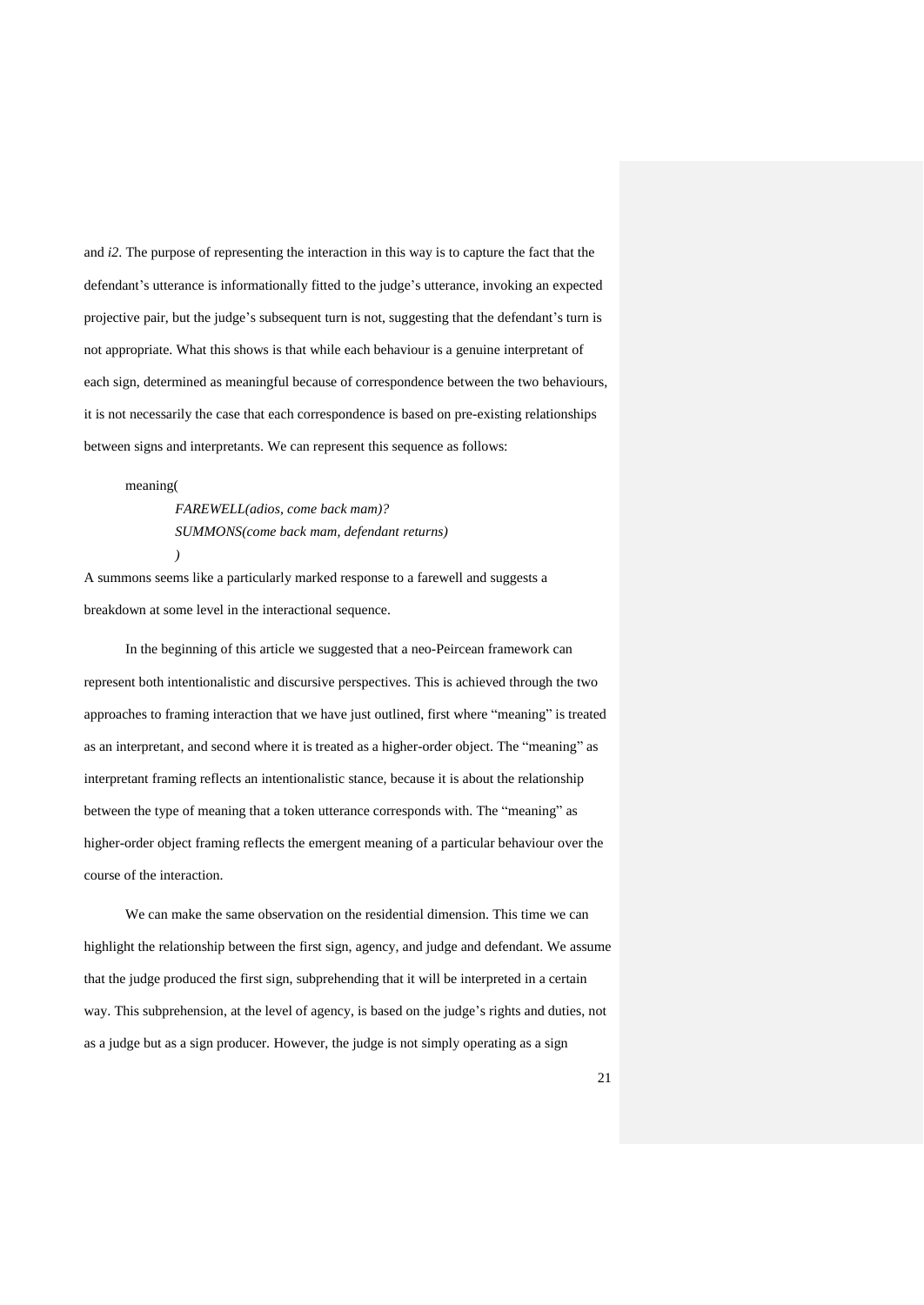and *i2*. The purpose of representing the interaction in this way is to capture the fact that the defendant's utterance is informationally fitted to the judge's utterance, invoking an expected projective pair, but the judge's subsequent turn is not, suggesting that the defendant's turn is not appropriate. What this shows is that while each behaviour is a genuine interpretant of each sign, determined as meaningful because of correspondence between the two behaviours, it is not necessarily the case that each correspondence is based on pre-existing relationships between signs and interpretants. We can represent this sequence as follows:

meaning(
*FAREWELL(adios, come back mam)?*
*SUMMONS(come back mam, defendant returns)*
*)*

A summons seems like a particularly marked response to a farewell and suggests a breakdown at some level in the interactional sequence.

In the beginning of this article we suggested that a neo-Peircean framework can represent both intentionalistic and discursive perspectives. This is achieved through the two approaches to framing interaction that we have just outlined, first where "meaning" is treated as an interpretant, and second where it is treated as a higher-order object. The "meaning" as interpretant framing reflects an intentionalistic stance, because it is about the relationship between the type of meaning that a token utterance corresponds with. The "meaning" as higher-order object framing reflects the emergent meaning of a particular behaviour over the course of the interaction.

We can make the same observation on the residential dimension. This time we can highlight the relationship between the first sign, agency, and judge and defendant. We assume that the judge produced the first sign, subprehending that it will be interpreted in a certain way. This subprehension, at the level of agency, is based on the judge's rights and duties, not as a judge but as a sign producer. However, the judge is not simply operating as a sign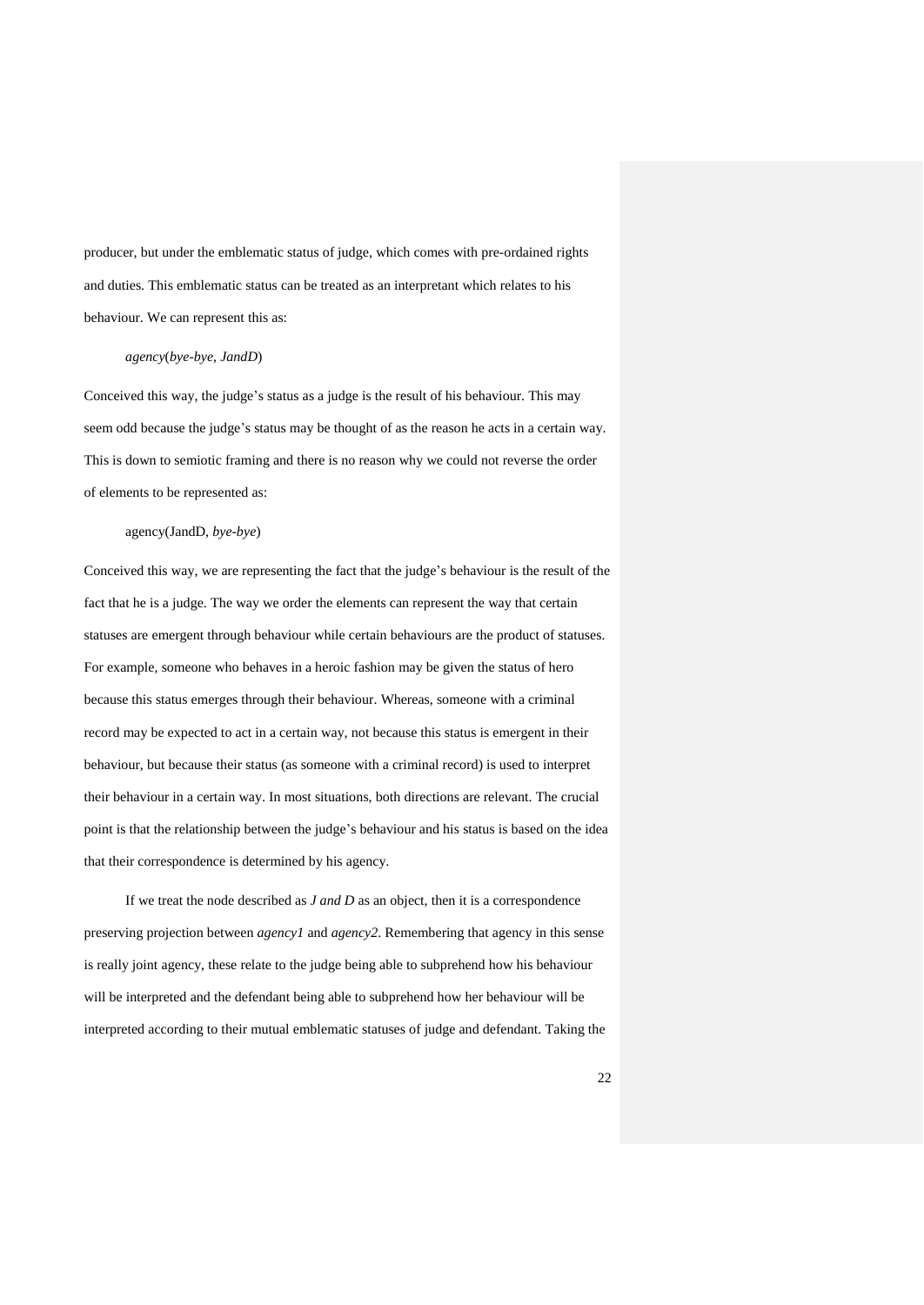producer, but under the emblematic status of judge, which comes with pre-ordained rights and duties. This emblematic status can be treated as an interpretant which relates to his behaviour. We can represent this as:

*agency*(*bye-bye*, *JandD*)

Conceived this way, the judge's status as a judge is the result of his behaviour. This may seem odd because the judge's status may be thought of as the reason he acts in a certain way. This is down to semiotic framing and there is no reason why we could not reverse the order of elements to be represented as:

agency(JandD, *bye-bye*)

Conceived this way, we are representing the fact that the judge's behaviour is the result of the fact that he is a judge. The way we order the elements can represent the way that certain statuses are emergent through behaviour while certain behaviours are the product of statuses. For example, someone who behaves in a heroic fashion may be given the status of hero because this status emerges through their behaviour. Whereas, someone with a criminal record may be expected to act in a certain way, not because this status is emergent in their behaviour, but because their status (as someone with a criminal record) is used to interpret their behaviour in a certain way. In most situations, both directions are relevant. The crucial point is that the relationship between the judge's behaviour and his status is based on the idea that their correspondence is determined by his agency.

If we treat the node described as *J and D* as an object, then it is a correspondence preserving projection between *agency1* and *agency2*. Remembering that agency in this sense is really joint agency, these relate to the judge being able to subprehend how his behaviour will be interpreted and the defendant being able to subprehend how her behaviour will be interpreted according to their mutual emblematic statuses of judge and defendant. Taking the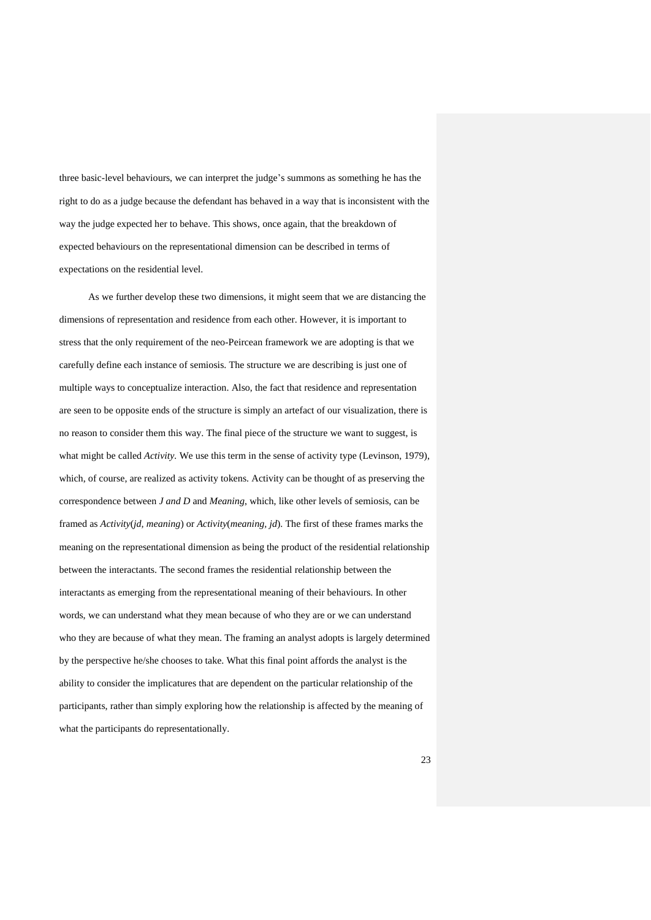three basic-level behaviours, we can interpret the judge's summons as something he has the right to do as a judge because the defendant has behaved in a way that is inconsistent with the way the judge expected her to behave. This shows, once again, that the breakdown of expected behaviours on the representational dimension can be described in terms of expectations on the residential level.

As we further develop these two dimensions, it might seem that we are distancing the dimensions of representation and residence from each other. However, it is important to stress that the only requirement of the neo-Peircean framework we are adopting is that we carefully define each instance of semiosis. The structure we are describing is just one of multiple ways to conceptualize interaction. Also, the fact that residence and representation are seen to be opposite ends of the structure is simply an artefact of our visualization, there is no reason to consider them this way. The final piece of the structure we want to suggest, is what might be called *Activity.* We use this term in the sense of activity type (Levinson, 1979), which, of course, are realized as activity tokens. Activity can be thought of as preserving the correspondence between *J and D* and *Meaning*, which, like other levels of semiosis, can be framed as *Activity*(*jd, meaning*) or *Activity*(*meaning, jd*). The first of these frames marks the meaning on the representational dimension as being the product of the residential relationship between the interactants. The second frames the residential relationship between the interactants as emerging from the representational meaning of their behaviours. In other words, we can understand what they mean because of who they are or we can understand who they are because of what they mean. The framing an analyst adopts is largely determined by the perspective he/she chooses to take. What this final point affords the analyst is the ability to consider the implicatures that are dependent on the particular relationship of the participants, rather than simply exploring how the relationship is affected by the meaning of what the participants do representationally.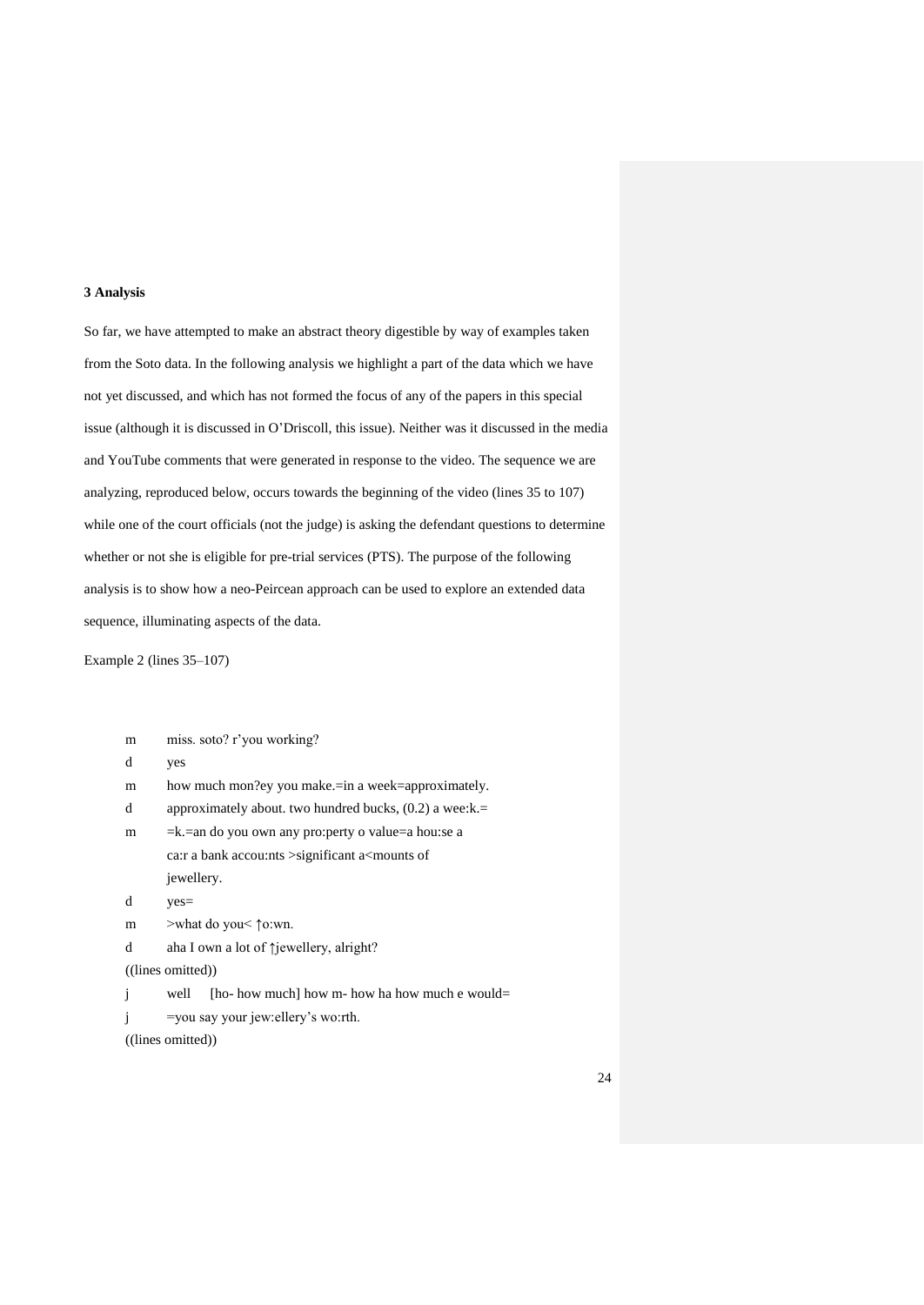### 3 Analysis

So far, we have attempted to make an abstract theory digestible by way of examples taken from the Soto data. In the following analysis we highlight a part of the data which we have not yet discussed, and which has not formed the focus of any of the papers in this special issue (although it is discussed in O'Driscoll, this issue). Neither was it discussed in the media and YouTube comments that were generated in response to the video. The sequence we are analyzing, reproduced below, occurs towards the beginning of the video (lines 35 to 107) while one of the court officials (not the judge) is asking the defendant questions to determine whether or not she is eligible for pre-trial services (PTS). The purpose of the following analysis is to show how a neo-Peircean approach can be used to explore an extended data sequence, illuminating aspects of the data.

Example 2 (lines 35–107)

```
m      miss. soto? r'you working?
d      yes
m      how much mon?ey you make.=in a week=approximately.
d      approximately about. two hundred bucks, (0.2) a wee:k.=
m      =k.=an do you own any pro:perty o value=a hou:se a
       ca:r a bank accou:nts >significant a<mounts of
       jewellery.
d      yes=
m      >what do you< ↑o:wn.
d      aha I own a lot of ↑jewellery, alright?
((lines omitted))
j      well    [ho- how much] how m- how ha how much e would=
j      =you say your jew:ellery's wo:rth.
((lines omitted))
```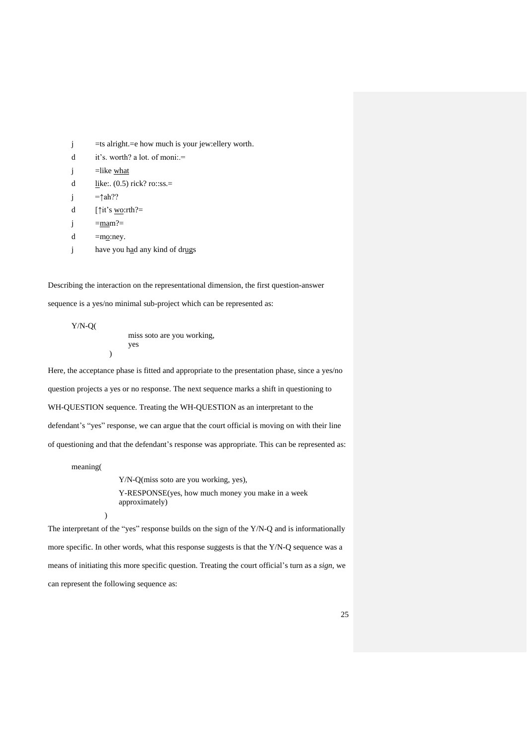j	=ts alright.=e how much is your jew:ellery worth.

d	it's. worth? a lot. of moni:.=

j	=like <u>what</u>

d	<u>li</u>ke:. (0.5) rick? ro::ss.=

j	=↑ah??

d	[↑it's <u>wo</u>:rth?=

j	=<u>ma</u>m?=

d	=m<u>o</u>:ney.

j	have you h<u>a</u>d any kind of dr<u>ug</u>s

Describing the interaction on the representational dimension, the first question-answer sequence is a yes/no minimal sub-project which can be represented as:

```
Y/N-Q(
            miss soto are you working,
            yes
      )
```

Here, the acceptance phase is fitted and appropriate to the presentation phase, since a yes/no question projects a yes or no response. The next sequence marks a shift in questioning to WH-QUESTION sequence. Treating the WH-QUESTION as an interpretant to the defendant's "yes" response, we can argue that the court official is moving on with their line of questioning and that the defendant's response was appropriate. This can be represented as:

```
meaning(
          Y/N-Q(miss soto are you working, yes),
          Y-RESPONSE(yes, how much money you make in a week
          approximately)
       )
```

The interpretant of the "yes" response builds on the sign of the Y/N-Q and is informationally more specific. In other words, what this response suggests is that the Y/N-Q sequence was a means of initiating this more specific question. Treating the court official's turn as a *sign*, we can represent the following sequence as: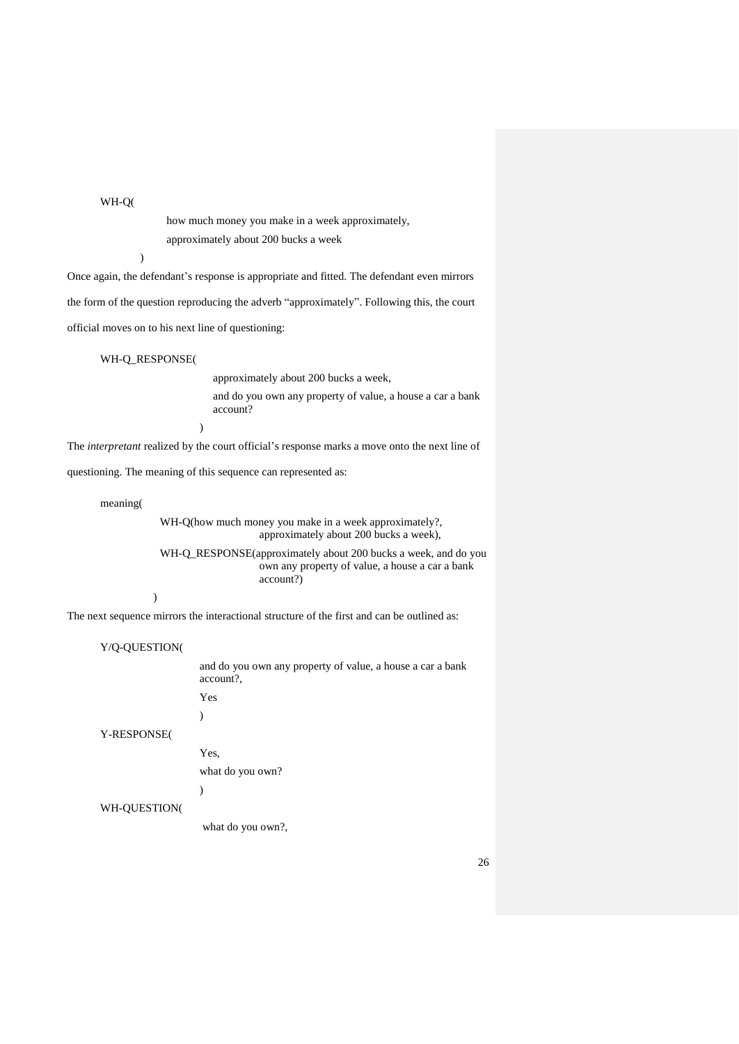```
WH-Q(
        how much money you make in a week approximately,
        approximately about 200 bucks a week
    )
```

Once again, the defendant's response is appropriate and fitted. The defendant even mirrors the form of the question reproducing the adverb "approximately". Following this, the court official moves on to his next line of questioning:

```
WH-Q_RESPONSE(
        approximately about 200 bucks a week,
        and do you own any property of value, a house a car a bank
        account?
    )
```

The *interpretant* realized by the court official's response marks a move onto the next line of questioning. The meaning of this sequence can represented as:

```
meaning(
        WH-Q(how much money you make in a week approximately?,
                approximately about 200 bucks a week),
        WH-Q_RESPONSE(approximately about 200 bucks a week, and do you
                own any property of value, a house a car a bank
                account?)
    )
```

The next sequence mirrors the interactional structure of the first and can be outlined as:

```
Y/Q-QUESTION(
        and do you own any property of value, a house a car a bank
        account?,
        Yes
        )
Y-RESPONSE(
        Yes,
        what do you own?
        )
WH-QUESTION(
        what do you own?,
```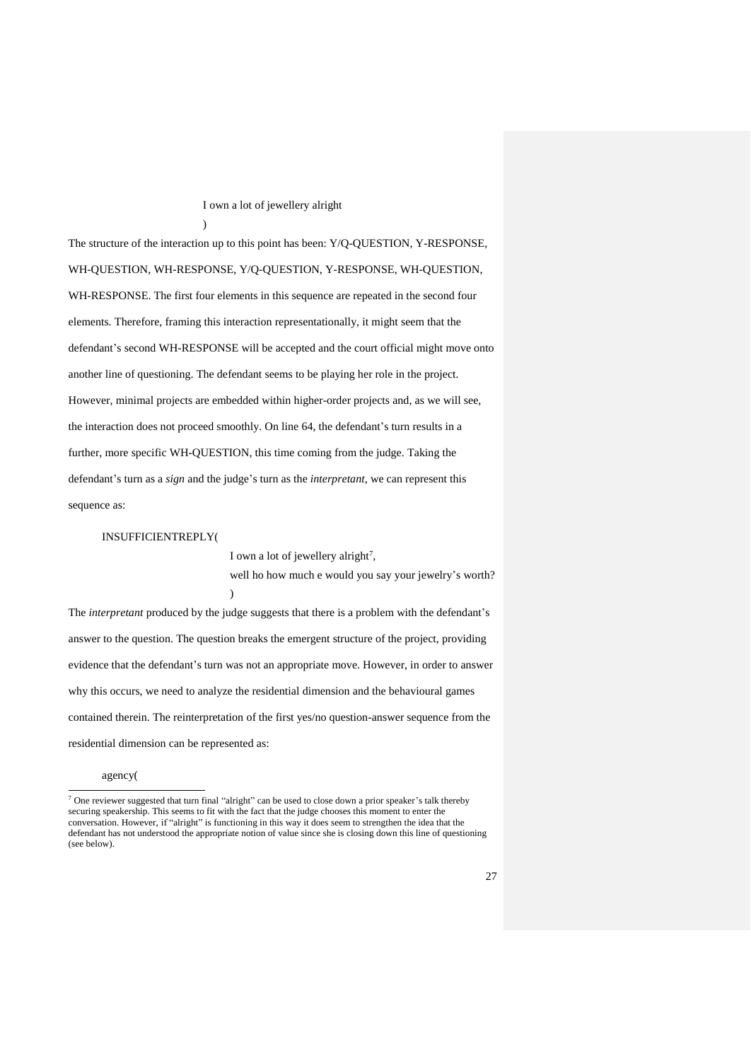I own a lot of jewellery alright

)

The structure of the interaction up to this point has been: Y/Q-QUESTION, Y-RESPONSE, WH-QUESTION, WH-RESPONSE, Y/Q-QUESTION, Y-RESPONSE, WH-QUESTION, WH-RESPONSE. The first four elements in this sequence are repeated in the second four elements. Therefore, framing this interaction representationally, it might seem that the defendant's second WH-RESPONSE will be accepted and the court official might move onto another line of questioning. The defendant seems to be playing her role in the project. However, minimal projects are embedded within higher-order projects and, as we will see, the interaction does not proceed smoothly. On line 64, the defendant's turn results in a further, more specific WH-QUESTION, this time coming from the judge. Taking the defendant's turn as a *sign* and the judge's turn as the *interpretant*, we can represent this sequence as:

INSUFFICIENTREPLY(

I own a lot of jewellery alright[7],

well ho how much e would you say your jewelry's worth?

)

The *interpretant* produced by the judge suggests that there is a problem with the defendant's answer to the question. The question breaks the emergent structure of the project, providing evidence that the defendant's turn was not an appropriate move. However, in order to answer why this occurs, we need to analyze the residential dimension and the behavioural games contained therein. The reinterpretation of the first yes/no question-answer sequence from the residential dimension can be represented as:

agency(

---

[7] One reviewer suggested that turn final "alright" can be used to close down a prior speaker's talk thereby securing speakership. This seems to fit with the fact that the judge chooses this moment to enter the conversation. However, if "alright" is functioning in this way it does seem to strengthen the idea that the defendant has not understood the appropriate notion of value since she is closing down this line of questioning (see below).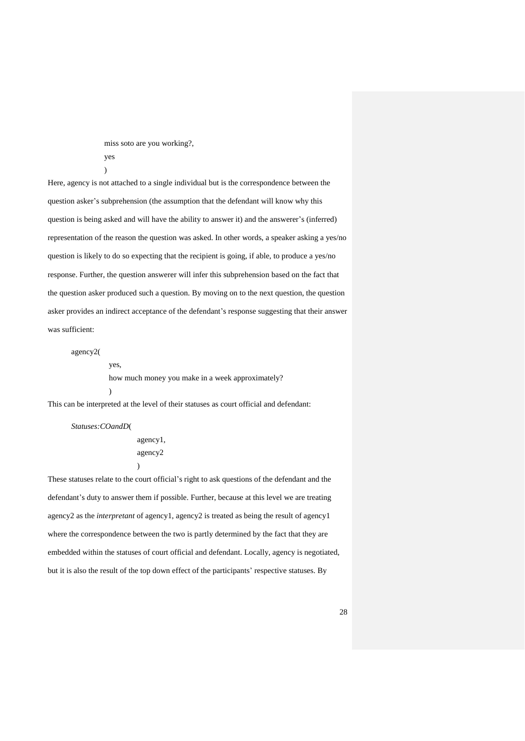miss soto are you working?,
yes
)

Here, agency is not attached to a single individual but is the correspondence between the question asker's subprehension (the assumption that the defendant will know why this question is being asked and will have the ability to answer it) and the answerer's (inferred) representation of the reason the question was asked. In other words, a speaker asking a yes/no question is likely to do so expecting that the recipient is going, if able, to produce a yes/no response. Further, the question answerer will infer this subprehension based on the fact that the question asker produced such a question. By moving on to the next question, the question asker provides an indirect acceptance of the defendant's response suggesting that their answer was sufficient:

```
agency2(
        yes,
        how much money you make in a week approximately?
        )
```

This can be interpreted at the level of their statuses as court official and defendant:

*Statuses:COandD*(
agency1,
agency2
)

These statuses relate to the court official's right to ask questions of the defendant and the defendant's duty to answer them if possible. Further, because at this level we are treating agency2 as the *interpretant* of agency1, agency2 is treated as being the result of agency1 where the correspondence between the two is partly determined by the fact that they are embedded within the statuses of court official and defendant. Locally, agency is negotiated, but it is also the result of the top down effect of the participants' respective statuses. By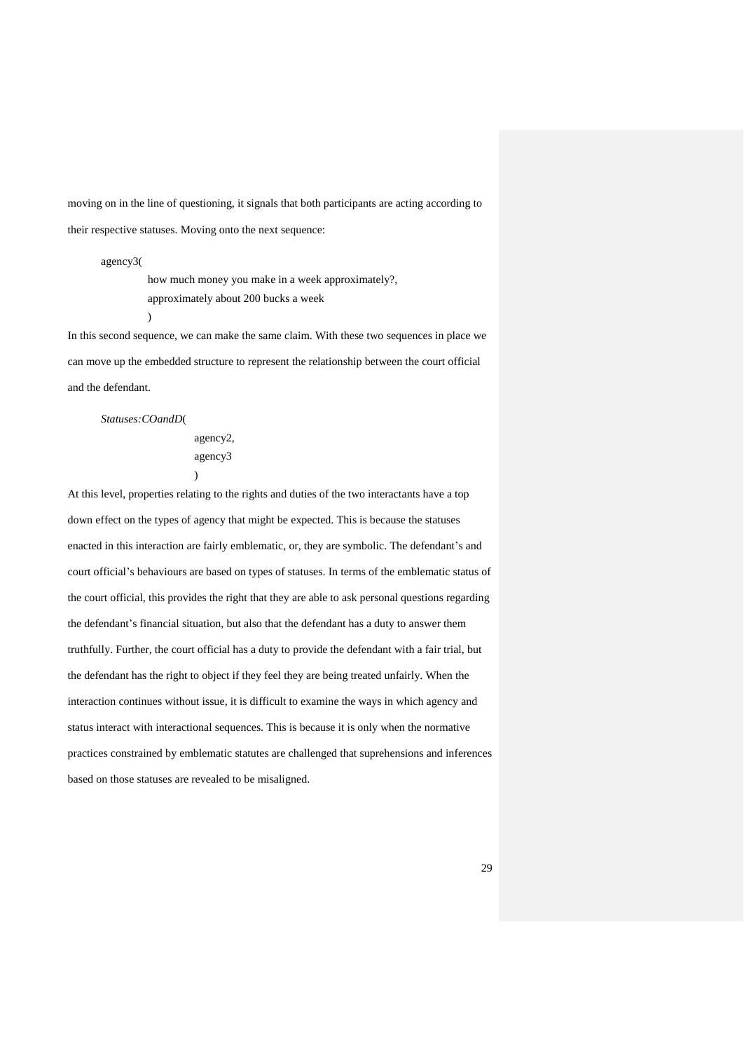moving on in the line of questioning, it signals that both participants are acting according to their respective statuses. Moving onto the next sequence:

```
agency3(
        how much money you make in a week approximately?,
        approximately about 200 bucks a week
        )
```

In this second sequence, we can make the same claim. With these two sequences in place we can move up the embedded structure to represent the relationship between the court official and the defendant.

```
Statuses:COandD(
                agency2,
                agency3
                )
```

At this level, properties relating to the rights and duties of the two interactants have a top down effect on the types of agency that might be expected. This is because the statuses enacted in this interaction are fairly emblematic, or, they are symbolic. The defendant's and court official's behaviours are based on types of statuses. In terms of the emblematic status of the court official, this provides the right that they are able to ask personal questions regarding the defendant's financial situation, but also that the defendant has a duty to answer them truthfully. Further, the court official has a duty to provide the defendant with a fair trial, but the defendant has the right to object if they feel they are being treated unfairly. When the interaction continues without issue, it is difficult to examine the ways in which agency and status interact with interactional sequences. This is because it is only when the normative practices constrained by emblematic statutes are challenged that suprehensions and inferences based on those statuses are revealed to be misaligned.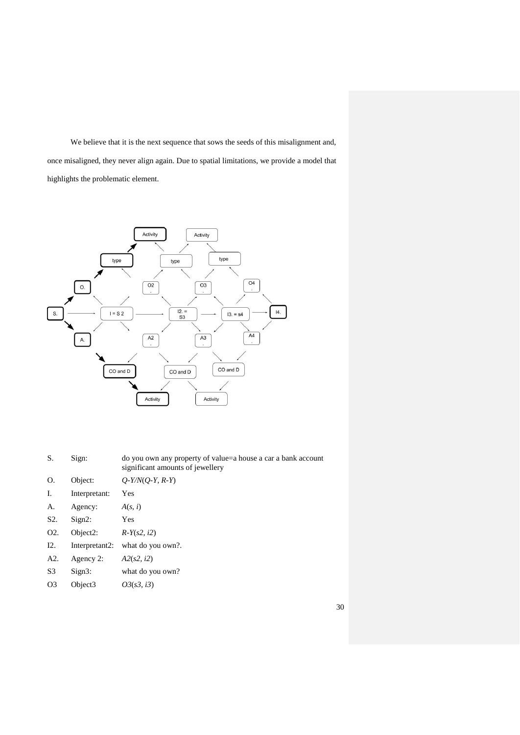We believe that it is the next sequence that sows the seeds of this misalignment and, once misaligned, they never align again. Due to spatial limitations, we provide a model that highlights the problematic element.

| | | |
|---|---|---|
| S. | Sign: | do you own any property of value=a house a car a bank account significant amounts of jewellery |
| O. | Object: | *Q-Y/N*(*Q-Y*, *R-Y*) |
| I. | Interpretant: | Yes |
| A. | Agency: | *A*(*s*, *i*) |
| S2. | Sign2: | Yes |
| O2. | Object2: | *R-Y*(*s2*, *i2*) |
| I2. | Interpretant2: | what do you own?. |
| A2. | Agency 2: | *A2*(*s2*, *i2*) |
| S3 | Sign3: | what do you own? |
| O3 | Object3 | *O3*(*s3*, *i3*) |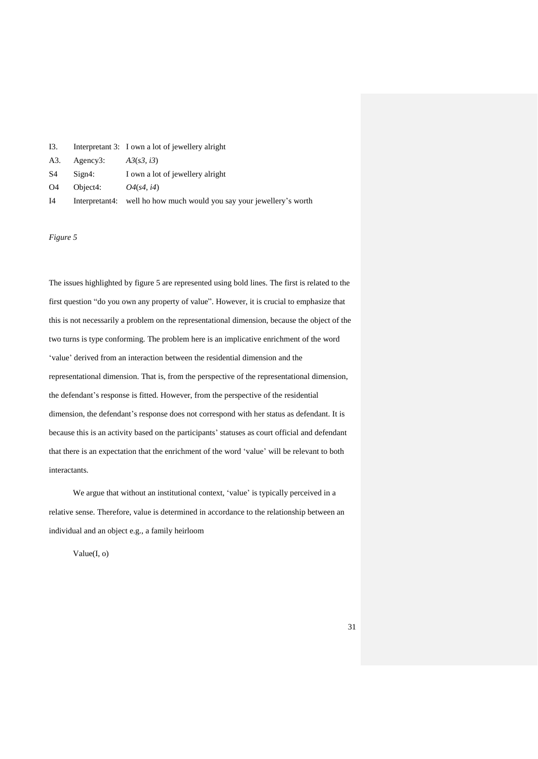| | | |
|---|---|---|
| I3. | Interpretant 3: | I own a lot of jewellery alright |
| A3. | Agency3: | *A3*(*s3*, *i3*) |
| S4 | Sign4: | I own a lot of jewellery alright |
| O4 | Object4: | *O4*(*s4*, *i4*) |
| I4 | Interpretant4: | well ho how much would you say your jewellery's worth |

*Figure 5*

The issues highlighted by figure 5 are represented using bold lines. The first is related to the first question "do you own any property of value". However, it is crucial to emphasize that this is not necessarily a problem on the representational dimension, because the object of the two turns is type conforming. The problem here is an implicative enrichment of the word 'value' derived from an interaction between the residential dimension and the representational dimension. That is, from the perspective of the representational dimension, the defendant's response is fitted. However, from the perspective of the residential dimension, the defendant's response does not correspond with her status as defendant. It is because this is an activity based on the participants' statuses as court official and defendant that there is an expectation that the enrichment of the word 'value' will be relevant to both interactants.

We argue that without an institutional context, 'value' is typically perceived in a relative sense. Therefore, value is determined in accordance to the relationship between an individual and an object e.g., a family heirloom

Value(I, o)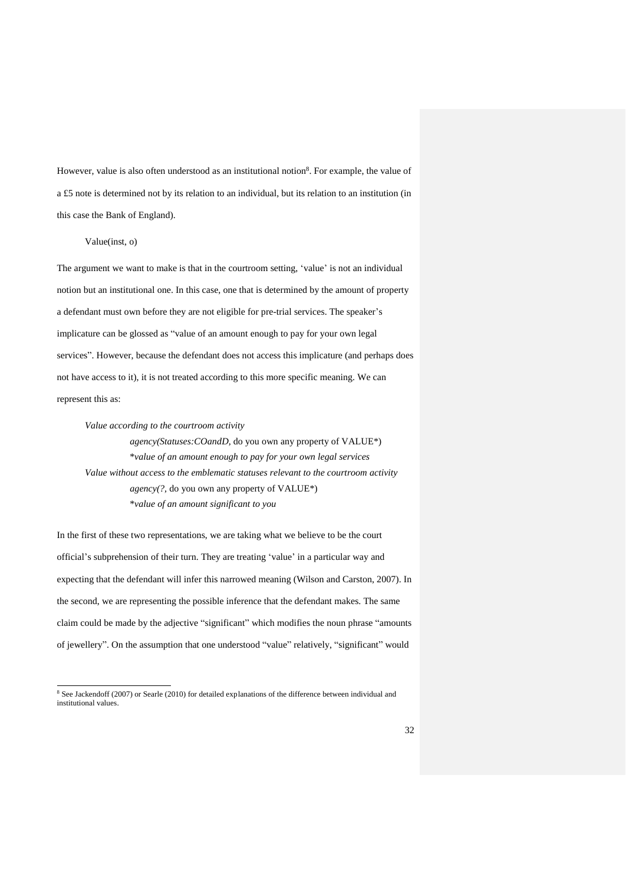However, value is also often understood as an institutional notion[8]. For example, the value of a £5 note is determined not by its relation to an individual, but its relation to an institution (in this case the Bank of England).

Value(inst, o)

The argument we want to make is that in the courtroom setting, 'value' is not an individual notion but an institutional one. In this case, one that is determined by the amount of property a defendant must own before they are not eligible for pre-trial services. The speaker's implicature can be glossed as "value of an amount enough to pay for your own legal services". However, because the defendant does not access this implicature (and perhaps does not have access to it), it is not treated according to this more specific meaning. We can represent this as:

*Value according to the courtroom activity*

*agency(Statuses:COandD,* do you own any property of VALUE*)

**value of an amount enough to pay for your own legal services*

*Value without access to the emblematic statuses relevant to the courtroom activity*

*agency(?,* do you own any property of VALUE*)

**value of an amount significant to you*

In the first of these two representations, we are taking what we believe to be the court official's subprehension of their turn. They are treating 'value' in a particular way and expecting that the defendant will infer this narrowed meaning (Wilson and Carston, 2007). In the second, we are representing the possible inference that the defendant makes. The same claim could be made by the adjective "significant" which modifies the noun phrase "amounts of jewellery". On the assumption that one understood "value" relatively, "significant" would

[8] See Jackendoff (2007) or Searle (2010) for detailed explanations of the difference between individual and institutional values.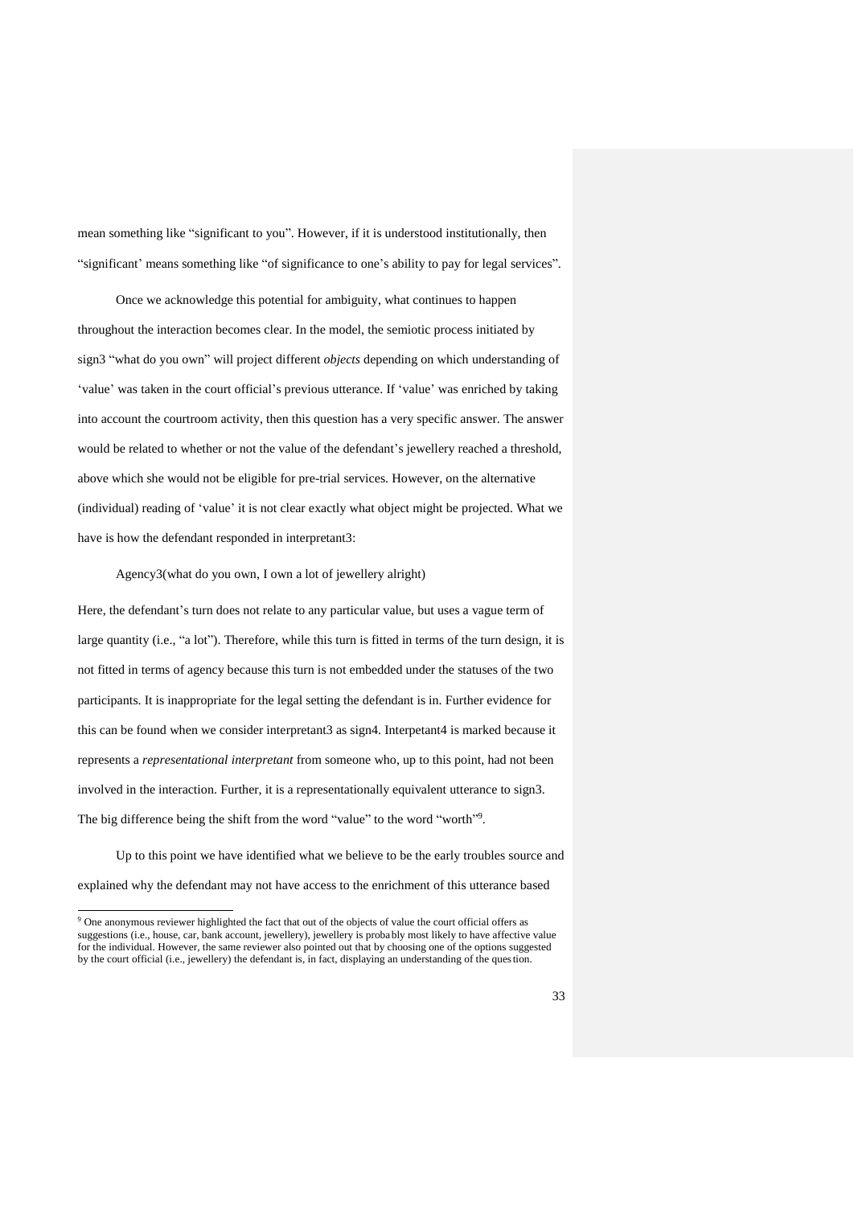mean something like "significant to you". However, if it is understood institutionally, then "significant' means something like "of significance to one's ability to pay for legal services".

Once we acknowledge this potential for ambiguity, what continues to happen throughout the interaction becomes clear. In the model, the semiotic process initiated by sign3 "what do you own" will project different *objects* depending on which understanding of 'value' was taken in the court official's previous utterance. If 'value' was enriched by taking into account the courtroom activity, then this question has a very specific answer. The answer would be related to whether or not the value of the defendant's jewellery reached a threshold, above which she would not be eligible for pre-trial services. However, on the alternative (individual) reading of 'value' it is not clear exactly what object might be projected. What we have is how the defendant responded in interpretant3:

Agency3(what do you own, I own a lot of jewellery alright)

Here, the defendant's turn does not relate to any particular value, but uses a vague term of large quantity (i.e., "a lot"). Therefore, while this turn is fitted in terms of the turn design, it is not fitted in terms of agency because this turn is not embedded under the statuses of the two participants. It is inappropriate for the legal setting the defendant is in. Further evidence for this can be found when we consider interpretant3 as sign4. Interpetant4 is marked because it represents a *representational interpretant* from someone who, up to this point, had not been involved in the interaction. Further, it is a representationally equivalent utterance to sign3. The big difference being the shift from the word "value" to the word "worth"[9].

Up to this point we have identified what we believe to be the early troubles source and explained why the defendant may not have access to the enrichment of this utterance based

[9] One anonymous reviewer highlighted the fact that out of the objects of value the court official offers as suggestions (i.e., house, car, bank account, jewellery), jewellery is probably most likely to have affective value for the individual. However, the same reviewer also pointed out that by choosing one of the options suggested by the court official (i.e., jewellery) the defendant is, in fact, displaying an understanding of the question.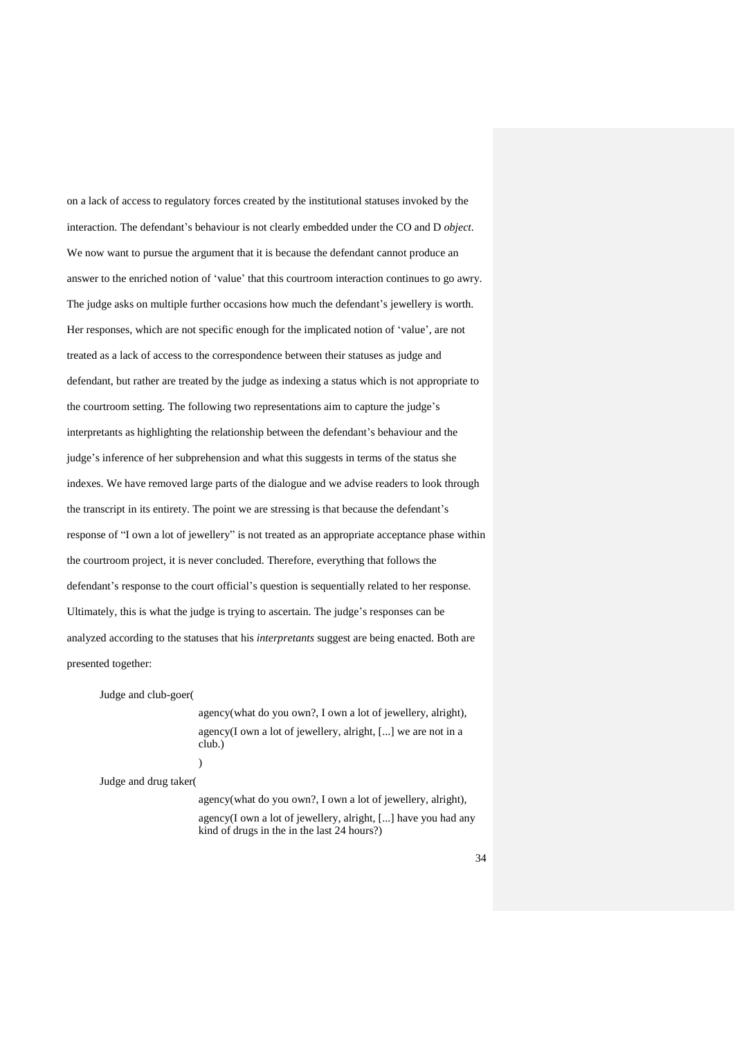on a lack of access to regulatory forces created by the institutional statuses invoked by the interaction. The defendant's behaviour is not clearly embedded under the CO and D *object*. We now want to pursue the argument that it is because the defendant cannot produce an answer to the enriched notion of 'value' that this courtroom interaction continues to go awry. The judge asks on multiple further occasions how much the defendant's jewellery is worth. Her responses, which are not specific enough for the implicated notion of 'value', are not treated as a lack of access to the correspondence between their statuses as judge and defendant, but rather are treated by the judge as indexing a status which is not appropriate to the courtroom setting. The following two representations aim to capture the judge's interpretants as highlighting the relationship between the defendant's behaviour and the judge's inference of her subprehension and what this suggests in terms of the status she indexes. We have removed large parts of the dialogue and we advise readers to look through the transcript in its entirety. The point we are stressing is that because the defendant's response of "I own a lot of jewellery" is not treated as an appropriate acceptance phase within the courtroom project, it is never concluded. Therefore, everything that follows the defendant's response to the court official's question is sequentially related to her response. Ultimately, this is what the judge is trying to ascertain. The judge's responses can be analyzed according to the statuses that his *interpretants* suggest are being enacted. Both are presented together:

```
Judge and club-goer(
        agency(what do you own?, I own a lot of jewellery, alright),
        agency(I own a lot of jewellery, alright, [...] we are not in a
        club.)
        )
Judge and drug taker(
        agency(what do you own?, I own a lot of jewellery, alright),
        agency(I own a lot of jewellery, alright, [...] have you had any
        kind of drugs in the in the last 24 hours?)
```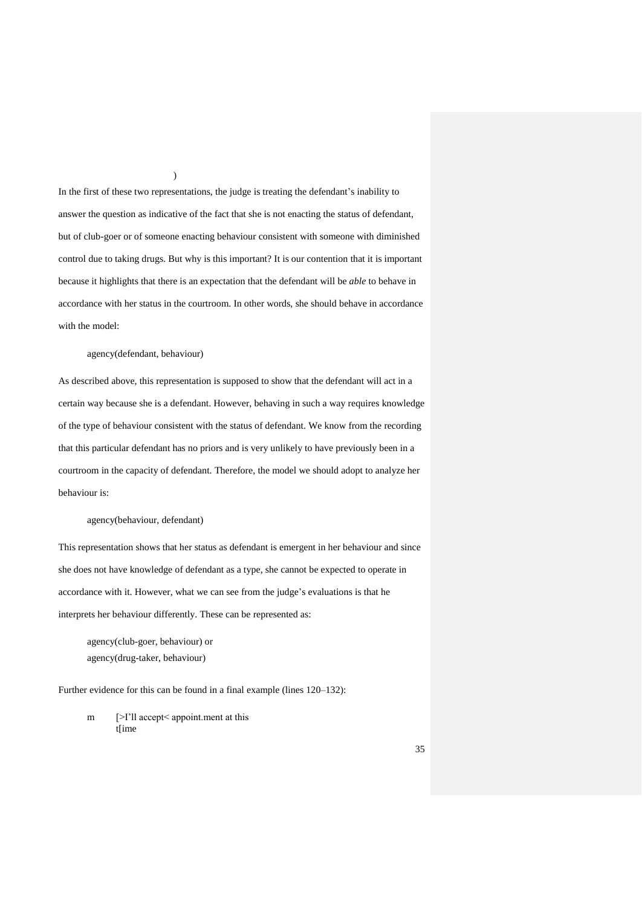)

In the first of these two representations, the judge is treating the defendant's inability to answer the question as indicative of the fact that she is not enacting the status of defendant, but of club-goer or of someone enacting behaviour consistent with someone with diminished control due to taking drugs. But why is this important? It is our contention that it is important because it highlights that there is an expectation that the defendant will be *able* to behave in accordance with her status in the courtroom. In other words, she should behave in accordance with the model:

agency(defendant, behaviour)

As described above, this representation is supposed to show that the defendant will act in a certain way because she is a defendant. However, behaving in such a way requires knowledge of the type of behaviour consistent with the status of defendant. We know from the recording that this particular defendant has no priors and is very unlikely to have previously been in a courtroom in the capacity of defendant. Therefore, the model we should adopt to analyze her behaviour is:

agency(behaviour, defendant)

This representation shows that her status as defendant is emergent in her behaviour and since she does not have knowledge of defendant as a type, she cannot be expected to operate in accordance with it. However, what we can see from the judge's evaluations is that he interprets her behaviour differently. These can be represented as:

agency(club-goer, behaviour) or
agency(drug-taker, behaviour)

Further evidence for this can be found in a final example (lines 120–132):

m [>I'll accept< appoint.ment at this
t[ime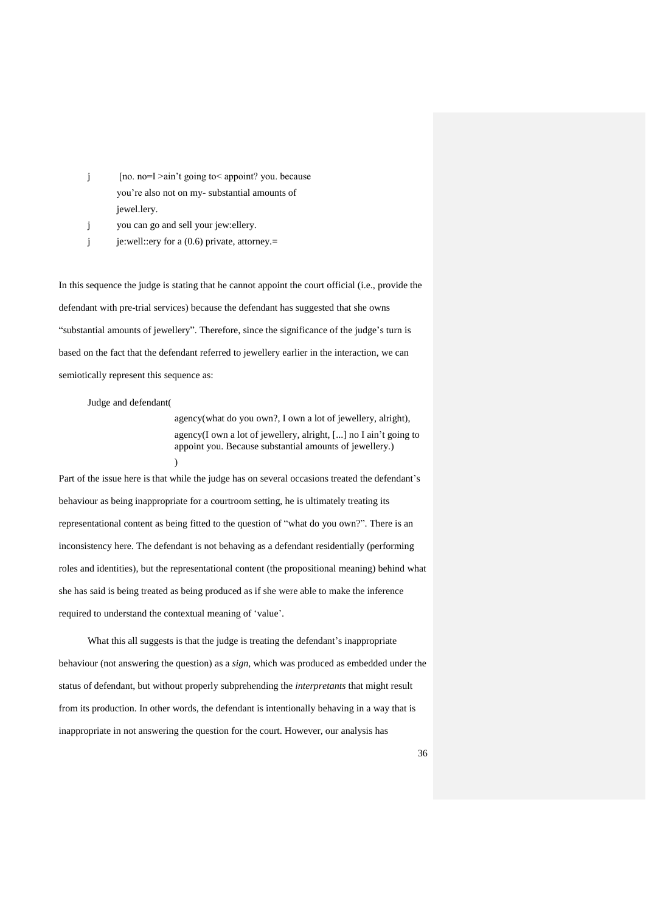j [no. no=I >ain't going to< appoint? you. because you're also not on my- substantial amounts of jewel.lery.

j you can go and sell your jew:ellery.

j je:well::ery for a (0.6) private, attorney.=

In this sequence the judge is stating that he cannot appoint the court official (i.e., provide the defendant with pre-trial services) because the defendant has suggested that she owns "substantial amounts of jewellery". Therefore, since the significance of the judge's turn is based on the fact that the defendant referred to jewellery earlier in the interaction, we can semiotically represent this sequence as:

```
Judge and defendant(
        agency(what do you own?, I own a lot of jewellery, alright),
        agency(I own a lot of jewellery, alright, [...] no I ain't going to
        appoint you. Because substantial amounts of jewellery.)
        )
```

Part of the issue here is that while the judge has on several occasions treated the defendant's behaviour as being inappropriate for a courtroom setting, he is ultimately treating its representational content as being fitted to the question of "what do you own?". There is an inconsistency here. The defendant is not behaving as a defendant residentially (performing roles and identities), but the representational content (the propositional meaning) behind what she has said is being treated as being produced as if she were able to make the inference required to understand the contextual meaning of 'value'.

What this all suggests is that the judge is treating the defendant's inappropriate behaviour (not answering the question) as a *sign*, which was produced as embedded under the status of defendant, but without properly subprehending the *interpretants* that might result from its production. In other words, the defendant is intentionally behaving in a way that is inappropriate in not answering the question for the court. However, our analysis has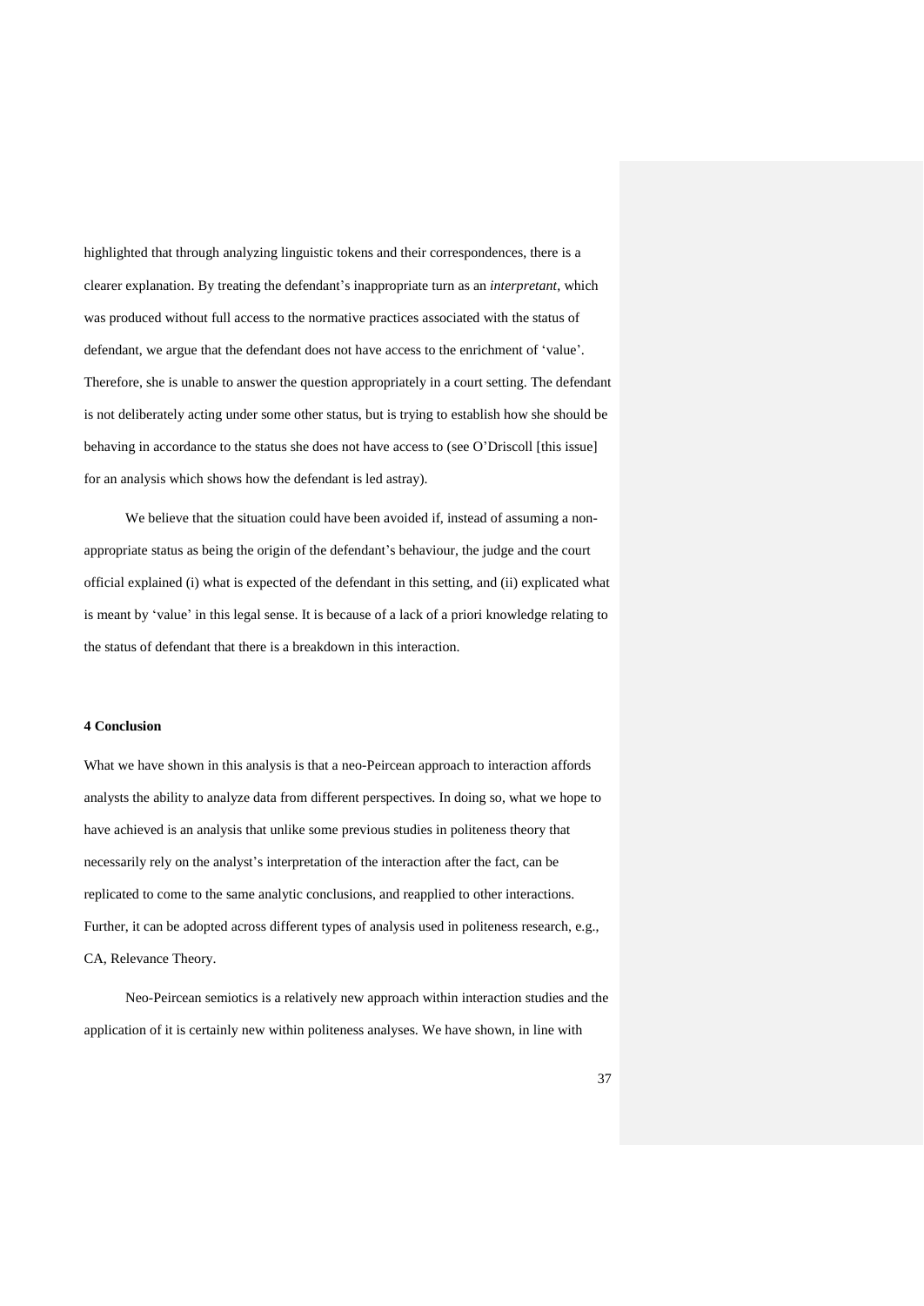highlighted that through analyzing linguistic tokens and their correspondences, there is a clearer explanation. By treating the defendant's inappropriate turn as an *interpretant*, which was produced without full access to the normative practices associated with the status of defendant, we argue that the defendant does not have access to the enrichment of 'value'. Therefore, she is unable to answer the question appropriately in a court setting. The defendant is not deliberately acting under some other status, but is trying to establish how she should be behaving in accordance to the status she does not have access to (see O'Driscoll [this issue] for an analysis which shows how the defendant is led astray).

We believe that the situation could have been avoided if, instead of assuming a non-appropriate status as being the origin of the defendant's behaviour, the judge and the court official explained (i) what is expected of the defendant in this setting, and (ii) explicated what is meant by 'value' in this legal sense. It is because of a lack of a priori knowledge relating to the status of defendant that there is a breakdown in this interaction.

## 4 Conclusion

What we have shown in this analysis is that a neo-Peircean approach to interaction affords analysts the ability to analyze data from different perspectives. In doing so, what we hope to have achieved is an analysis that unlike some previous studies in politeness theory that necessarily rely on the analyst's interpretation of the interaction after the fact, can be replicated to come to the same analytic conclusions, and reapplied to other interactions. Further, it can be adopted across different types of analysis used in politeness research, e.g., CA, Relevance Theory.

Neo-Peircean semiotics is a relatively new approach within interaction studies and the application of it is certainly new within politeness analyses. We have shown, in line with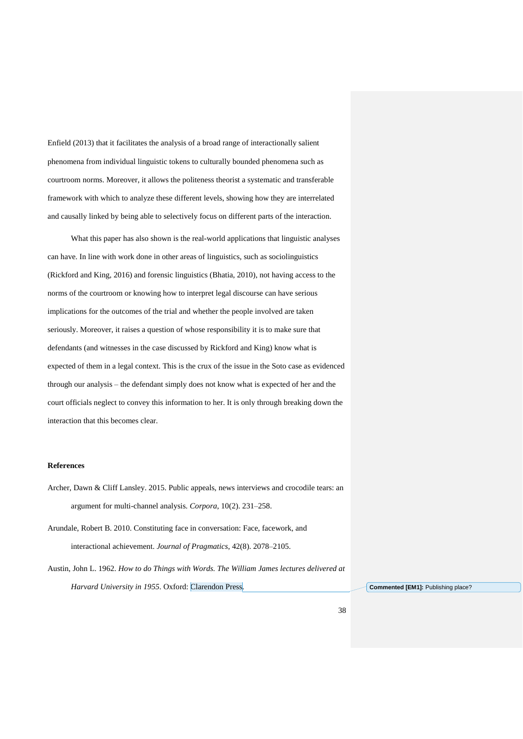Enfield (2013) that it facilitates the analysis of a broad range of interactionally salient phenomena from individual linguistic tokens to culturally bounded phenomena such as courtroom norms. Moreover, it allows the politeness theorist a systematic and transferable framework with which to analyze these different levels, showing how they are interrelated and causally linked by being able to selectively focus on different parts of the interaction.

What this paper has also shown is the real-world applications that linguistic analyses can have. In line with work done in other areas of linguistics, such as sociolinguistics (Rickford and King, 2016) and forensic linguistics (Bhatia, 2010), not having access to the norms of the courtroom or knowing how to interpret legal discourse can have serious implications for the outcomes of the trial and whether the people involved are taken seriously. Moreover, it raises a question of whose responsibility it is to make sure that defendants (and witnesses in the case discussed by Rickford and King) know what is expected of them in a legal context. This is the crux of the issue in the Soto case as evidenced through our analysis – the defendant simply does not know what is expected of her and the court officials neglect to convey this information to her. It is only through breaking down the interaction that this becomes clear.

**References**

Archer, Dawn & Cliff Lansley. 2015. Public appeals, news interviews and crocodile tears: an argument for multi-channel analysis. *Corpora,* 10(2). 231–258.

Arundale, Robert B. 2010. Constituting face in conversation: Face, facework, and interactional achievement. *Journal of Pragmatics*, 42(8). 2078–2105.

Austin, John L. 1962. *How to do Things with Words. The William James lectures delivered at Harvard University in 1955*. Oxford: Clarendon Press.

**Commented [EM1]:** Publishing place?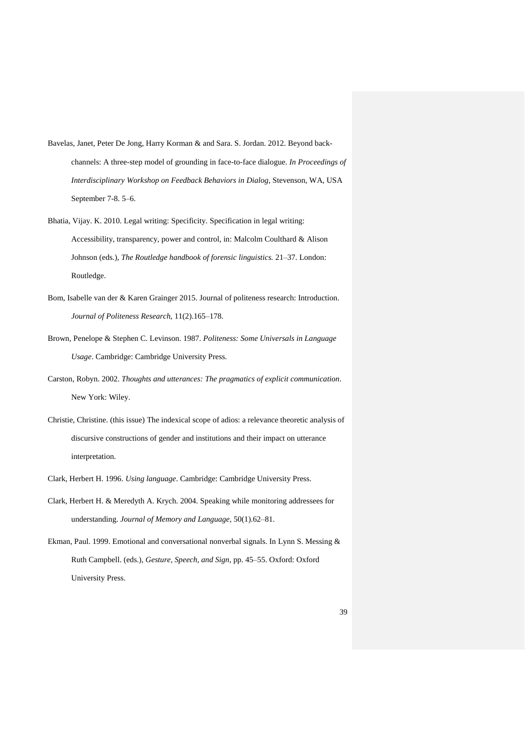Bavelas, Janet, Peter De Jong, Harry Korman & and Sara. S. Jordan. 2012. Beyond back-channels: A three-step model of grounding in face-to-face dialogue. *In Proceedings of Interdisciplinary Workshop on Feedback Behaviors in Dialog*, Stevenson, WA, USA September 7-8. 5–6.

Bhatia, Vijay. K. 2010. Legal writing: Specificity. Specification in legal writing: Accessibility, transparency, power and control, in: Malcolm Coulthard & Alison Johnson (eds.), *The Routledge handbook of forensic linguistics.* 21–37. London: Routledge.

Bom, Isabelle van der & Karen Grainger 2015. Journal of politeness research: Introduction. *Journal of Politeness Research*, 11(2).165–178.

Brown, Penelope & Stephen C. Levinson. 1987. *Politeness: Some Universals in Language Usage*. Cambridge: Cambridge University Press.

Carston, Robyn. 2002. *Thoughts and utterances: The pragmatics of explicit communication*. New York: Wiley.

Christie, Christine. (this issue) The indexical scope of adios: a relevance theoretic analysis of discursive constructions of gender and institutions and their impact on utterance interpretation.

Clark, Herbert H. 1996. *Using language*. Cambridge: Cambridge University Press.

Clark, Herbert H. & Meredyth A. Krych. 2004. Speaking while monitoring addressees for understanding. *Journal of Memory and Language*, 50(1).62–81.

Ekman, Paul. 1999. Emotional and conversational nonverbal signals. In Lynn S. Messing & Ruth Campbell. (eds.), *Gesture, Speech, and Sign*, pp. 45–55. Oxford: Oxford University Press.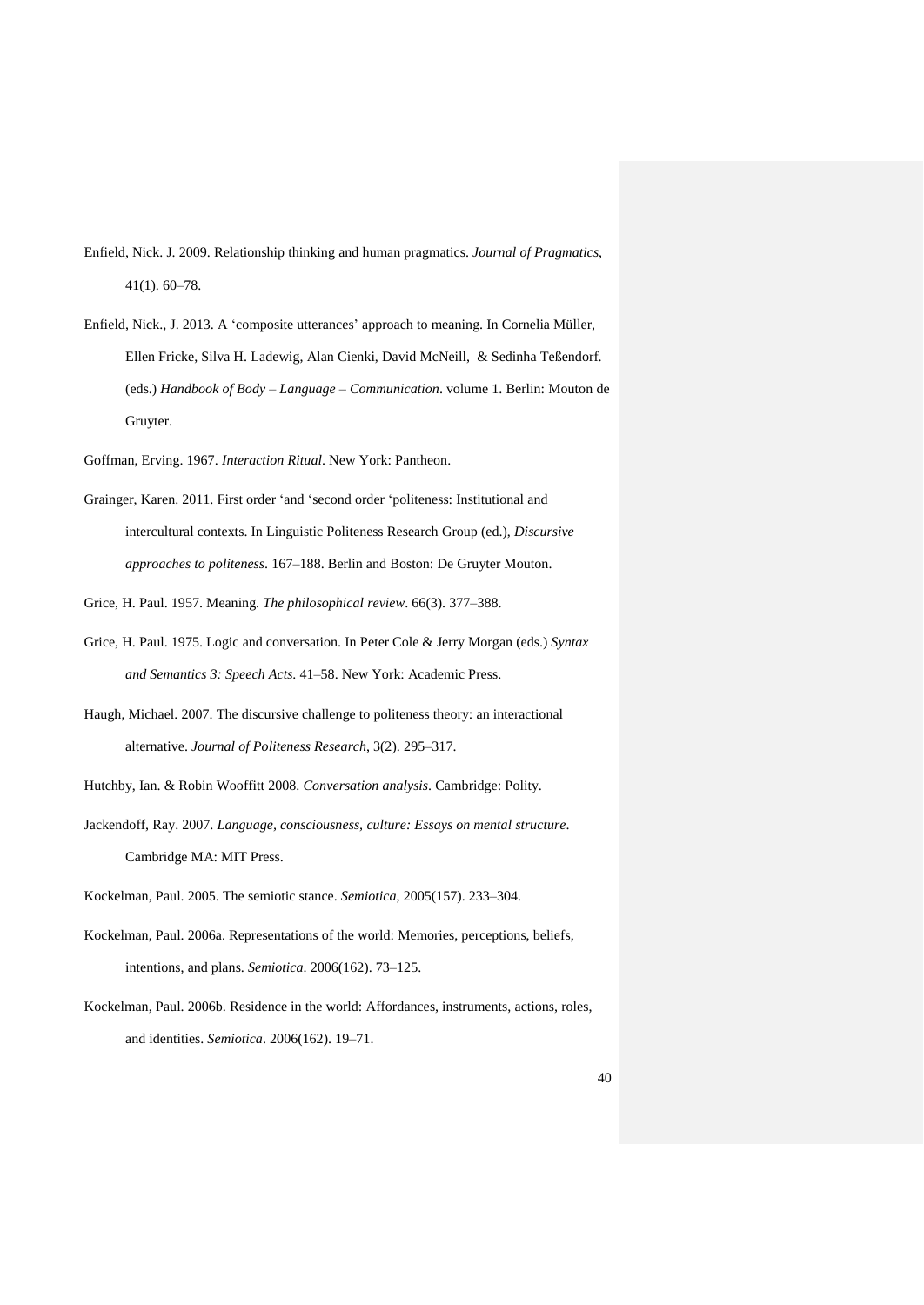Enfield, Nick. J. 2009. Relationship thinking and human pragmatics. *Journal of Pragmatics*, 41(1). 60–78.

Enfield, Nick., J. 2013. A 'composite utterances' approach to meaning. In Cornelia Müller, Ellen Fricke, Silva H. Ladewig, Alan Cienki, David McNeill, & Sedinha Teßendorf. (eds.) *Handbook of Body – Language – Communication*. volume 1. Berlin: Mouton de Gruyter.

Goffman, Erving. 1967. *Interaction Ritual*. New York: Pantheon.

Grainger, Karen. 2011. First order 'and 'second order 'politeness: Institutional and intercultural contexts. In Linguistic Politeness Research Group (ed.), *Discursive approaches to politeness*. 167–188. Berlin and Boston: De Gruyter Mouton.

Grice, H. Paul. 1957. Meaning. *The philosophical review*. 66(3). 377–388.

Grice, H. Paul. 1975. Logic and conversation. In Peter Cole & Jerry Morgan (eds.) *Syntax and Semantics 3: Speech Acts.* 41–58. New York: Academic Press.

Haugh, Michael. 2007. The discursive challenge to politeness theory: an interactional alternative. *Journal of Politeness Research*, 3(2). 295–317.

Hutchby, Ian. & Robin Wooffitt 2008. *Conversation analysis*. Cambridge: Polity.

Jackendoff, Ray. 2007. *Language, consciousness, culture: Essays on mental structure*. Cambridge MA: MIT Press.

Kockelman, Paul. 2005. The semiotic stance. *Semiotica*, 2005(157). 233–304.

Kockelman, Paul. 2006a. Representations of the world: Memories, perceptions, beliefs, intentions, and plans. *Semiotica*. 2006(162). 73–125.

Kockelman, Paul. 2006b. Residence in the world: Affordances, instruments, actions, roles, and identities. *Semiotica*. 2006(162). 19–71.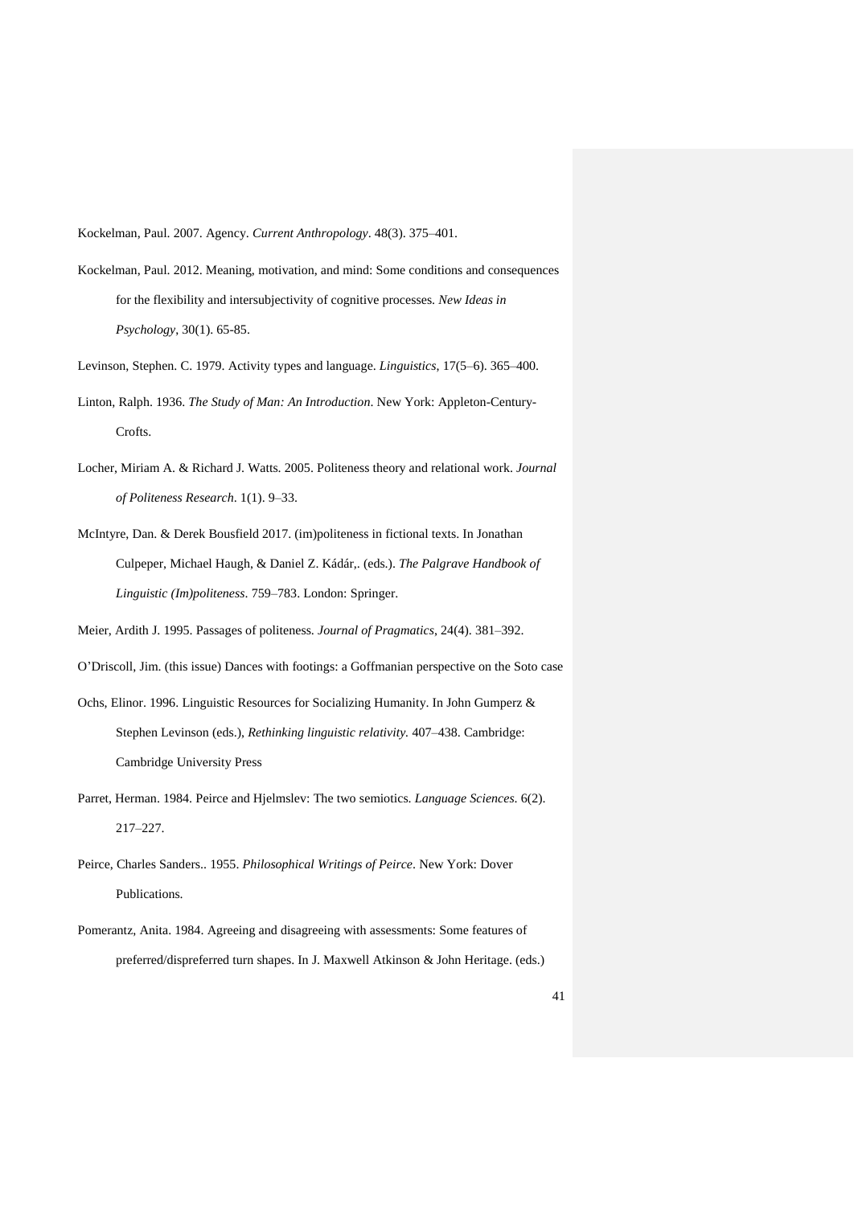Kockelman, Paul. 2007. Agency. *Current Anthropology*. 48(3). 375–401.

Kockelman, Paul. 2012. Meaning, motivation, and mind: Some conditions and consequences for the flexibility and intersubjectivity of cognitive processes. *New Ideas in Psychology*, 30(1). 65-85.

Levinson, Stephen. C. 1979. Activity types and language. *Linguistics*, 17(5–6). 365–400.

Linton, Ralph. 1936. *The Study of Man: An Introduction*. New York: Appleton-Century-Crofts.

Locher, Miriam A. & Richard J. Watts. 2005. Politeness theory and relational work. *Journal of Politeness Research*. 1(1). 9–33.

McIntyre, Dan. & Derek Bousfield 2017. (im)politeness in fictional texts. In Jonathan Culpeper, Michael Haugh, & Daniel Z. Kádár,. (eds.). *The Palgrave Handbook of Linguistic (Im)politeness*. 759–783. London: Springer.

Meier, Ardith J. 1995. Passages of politeness. *Journal of Pragmatics*, 24(4). 381–392.

O'Driscoll, Jim. (this issue) Dances with footings: a Goffmanian perspective on the Soto case

Ochs, Elinor. 1996. Linguistic Resources for Socializing Humanity. In John Gumperz & Stephen Levinson (eds.), *Rethinking linguistic relativity.* 407–438. Cambridge: Cambridge University Press

Parret, Herman. 1984. Peirce and Hjelmslev: The two semiotics. *Language Sciences*. 6(2). 217–227.

Peirce, Charles Sanders.. 1955. *Philosophical Writings of Peirce*. New York: Dover Publications.

Pomerantz, Anita. 1984. Agreeing and disagreeing with assessments: Some features of preferred/dispreferred turn shapes. In J. Maxwell Atkinson & John Heritage. (eds.)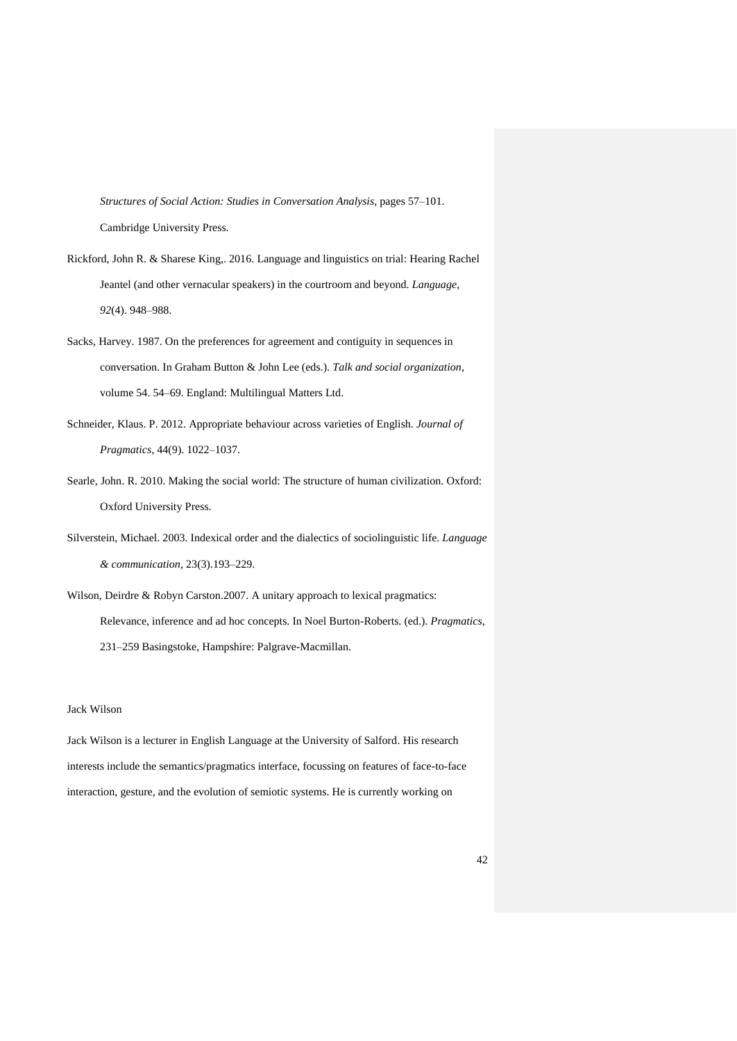*Structures of Social Action: Studies in Conversation Analysis*, pages 57–101. Cambridge University Press.

Rickford, John R. & Sharese King,. 2016. Language and linguistics on trial: Hearing Rachel Jeantel (and other vernacular speakers) in the courtroom and beyond. *Language*, *92*(4). 948–988.

Sacks, Harvey. 1987. On the preferences for agreement and contiguity in sequences in conversation. In Graham Button & John Lee (eds.). *Talk and social organization*, volume 54. 54–69. England: Multilingual Matters Ltd.

Schneider, Klaus. P. 2012. Appropriate behaviour across varieties of English. *Journal of Pragmatics*, 44(9). 1022–1037.

Searle, John. R. 2010. Making the social world: The structure of human civilization. Oxford: Oxford University Press.

Silverstein, Michael. 2003. Indexical order and the dialectics of sociolinguistic life. *Language & communication*, 23(3).193–229.

Wilson, Deirdre & Robyn Carston.2007. A unitary approach to lexical pragmatics: Relevance, inference and ad hoc concepts. In Noel Burton-Roberts. (ed.). *Pragmatics*, 231–259 Basingstoke, Hampshire: Palgrave-Macmillan.

Jack Wilson

Jack Wilson is a lecturer in English Language at the University of Salford. His research interests include the semantics/pragmatics interface, focussing on features of face-to-face interaction, gesture, and the evolution of semiotic systems. He is currently working on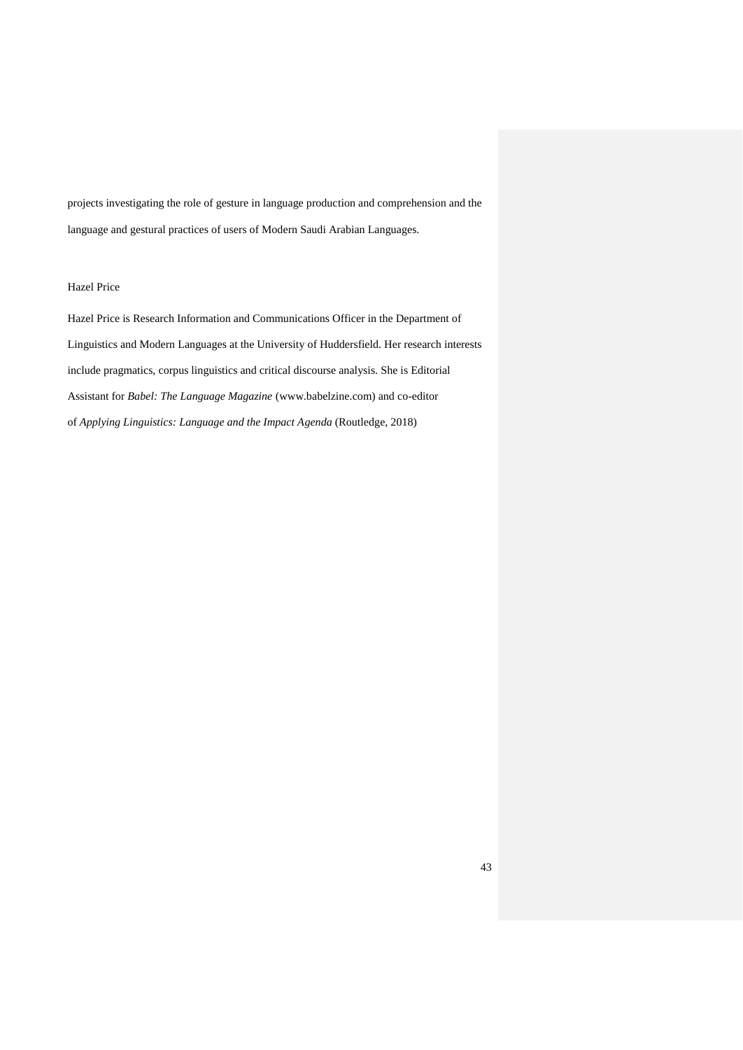projects investigating the role of gesture in language production and comprehension and the language and gestural practices of users of Modern Saudi Arabian Languages.

Hazel Price

Hazel Price is Research Information and Communications Officer in the Department of Linguistics and Modern Languages at the University of Huddersfield. Her research interests include pragmatics, corpus linguistics and critical discourse analysis. She is Editorial Assistant for *Babel: The Language Magazine* (www.babelzine.com) and co-editor of *Applying Linguistics: Language and the Impact Agenda* (Routledge, 2018)